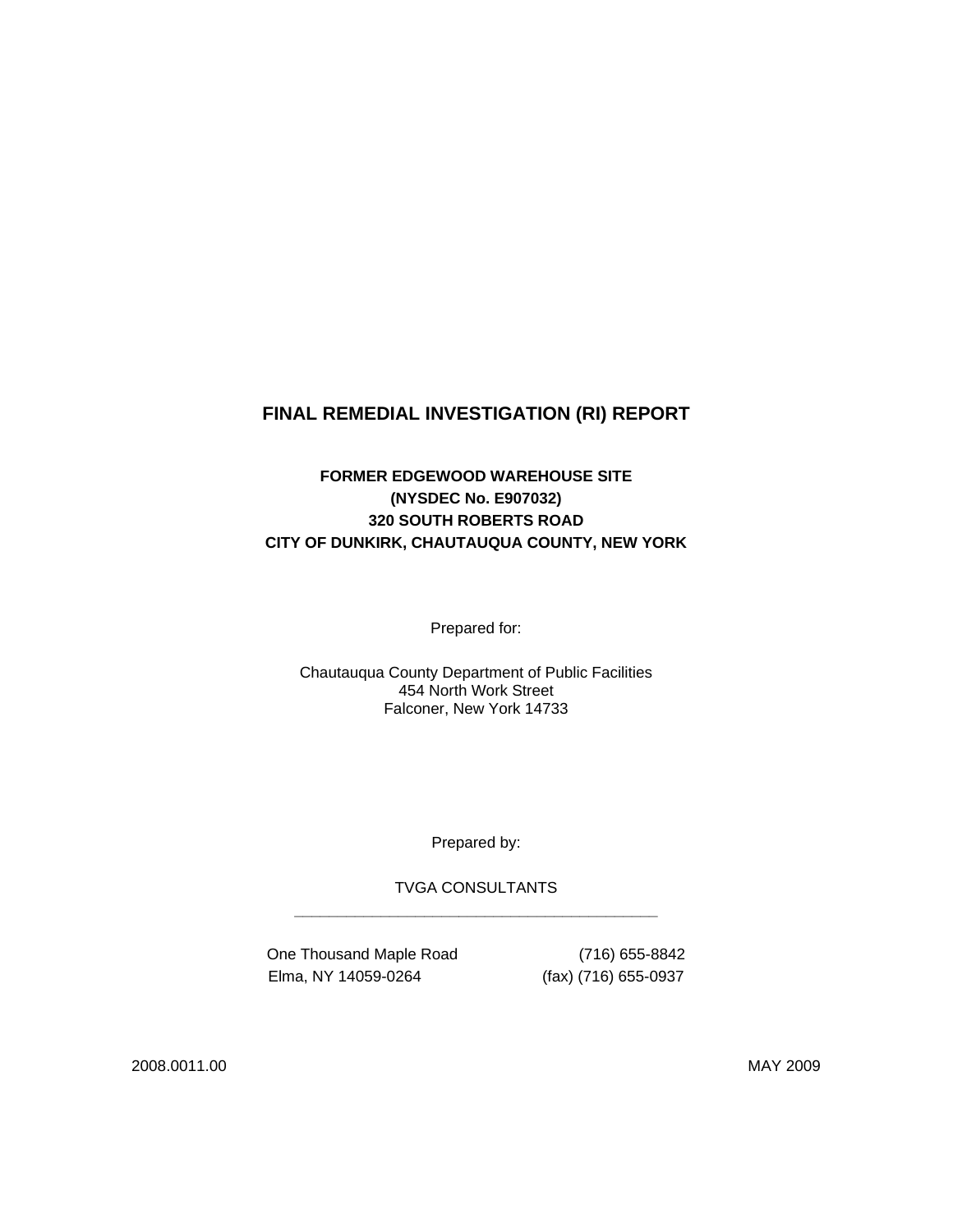# FINAL REMEDIAL INVESTIGATION (RI) REPORT

**FORMER EDGEWOOD WAREHOUSE SITE**
**(NYSDEC No. E907032)**
**320 SOUTH ROBERTS ROAD**
**CITY OF DUNKIRK, CHAUTAUQUA COUNTY, NEW YORK**

Prepared for:

Chautauqua County Department of Public Facilities
454 North Work Street
Falconer, New York 14733

Prepared by:

TVGA CONSULTANTS

---

One Thousand Maple Road (716) 655-8842
Elma, NY 14059-0264 (fax) (716) 655-0937

2008.0011.00 MAY 2009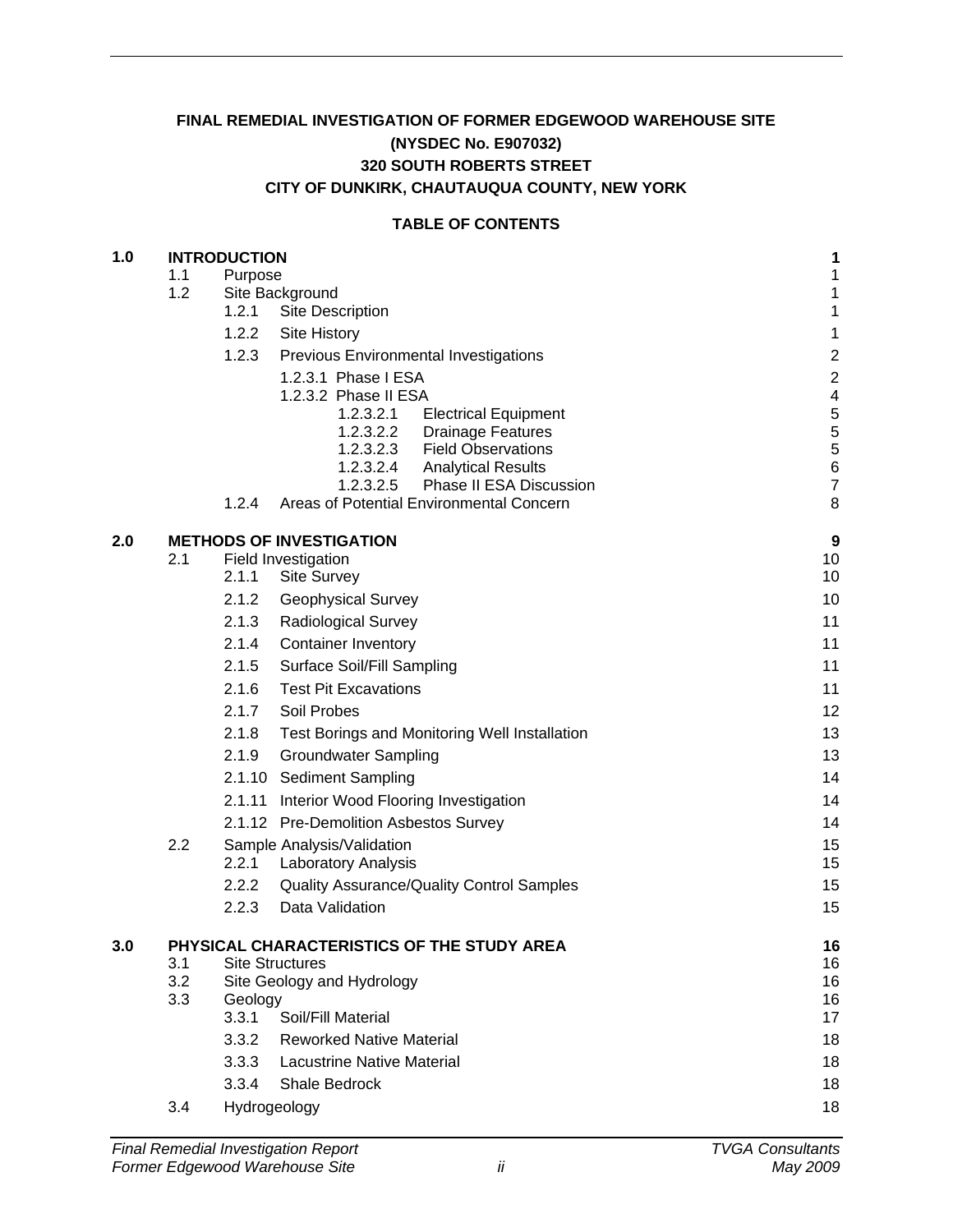**FINAL REMEDIAL INVESTIGATION OF FORMER EDGEWOOD WAREHOUSE SITE**
**(NYSDEC No. E907032)**
**320 SOUTH ROBERTS STREET**
**CITY OF DUNKIRK, CHAUTAUQUA COUNTY, NEW YORK**

**TABLE OF CONTENTS**

| | | | |
|---|---|---|---|
| **1.0** | **INTRODUCTION** | | **1** |
| | 1.1 | Purpose | 1 |
| | 1.2 | Site Background | 1 |
| | | 1.2.1 Site Description | 1 |
| | | 1.2.2 Site History | 1 |
| | | 1.2.3 Previous Environmental Investigations | 2 |
| | | 1.2.3.1 Phase I ESA | 2 |
| | | 1.2.3.2 Phase II ESA | 4 |
| | | 1.2.3.2.1 Electrical Equipment | 5 |
| | | 1.2.3.2.2 Drainage Features | 5 |
| | | 1.2.3.2.3 Field Observations | 5 |
| | | 1.2.3.2.4 Analytical Results | 6 |
| | | 1.2.3.2.5 Phase II ESA Discussion | 7 |
| | | 1.2.4 Areas of Potential Environmental Concern | 8 |
| **2.0** | **METHODS OF INVESTIGATION** | | **9** |
| | 2.1 | Field Investigation | 10 |
| | | 2.1.1 Site Survey | 10 |
| | | 2.1.2 Geophysical Survey | 10 |
| | | 2.1.3 Radiological Survey | 11 |
| | | 2.1.4 Container Inventory | 11 |
| | | 2.1.5 Surface Soil/Fill Sampling | 11 |
| | | 2.1.6 Test Pit Excavations | 11 |
| | | 2.1.7 Soil Probes | 12 |
| | | 2.1.8 Test Borings and Monitoring Well Installation | 13 |
| | | 2.1.9 Groundwater Sampling | 13 |
| | | 2.1.10 Sediment Sampling | 14 |
| | | 2.1.11 Interior Wood Flooring Investigation | 14 |
| | | 2.1.12 Pre-Demolition Asbestos Survey | 14 |
| | 2.2 | Sample Analysis/Validation | 15 |
| | | 2.2.1 Laboratory Analysis | 15 |
| | | 2.2.2 Quality Assurance/Quality Control Samples | 15 |
| | | 2.2.3 Data Validation | 15 |
| **3.0** | **PHYSICAL CHARACTERISTICS OF THE STUDY AREA** | | **16** |
| | 3.1 | Site Structures | 16 |
| | 3.2 | Site Geology and Hydrology | 16 |
| | 3.3 | Geology | 16 |
| | | 3.3.1 Soil/Fill Material | 17 |
| | | 3.3.2 Reworked Native Material | 18 |
| | | 3.3.3 Lacustrine Native Material | 18 |
| | | 3.3.4 Shale Bedrock | 18 |
| | 3.4 | Hydrogeology | 18 |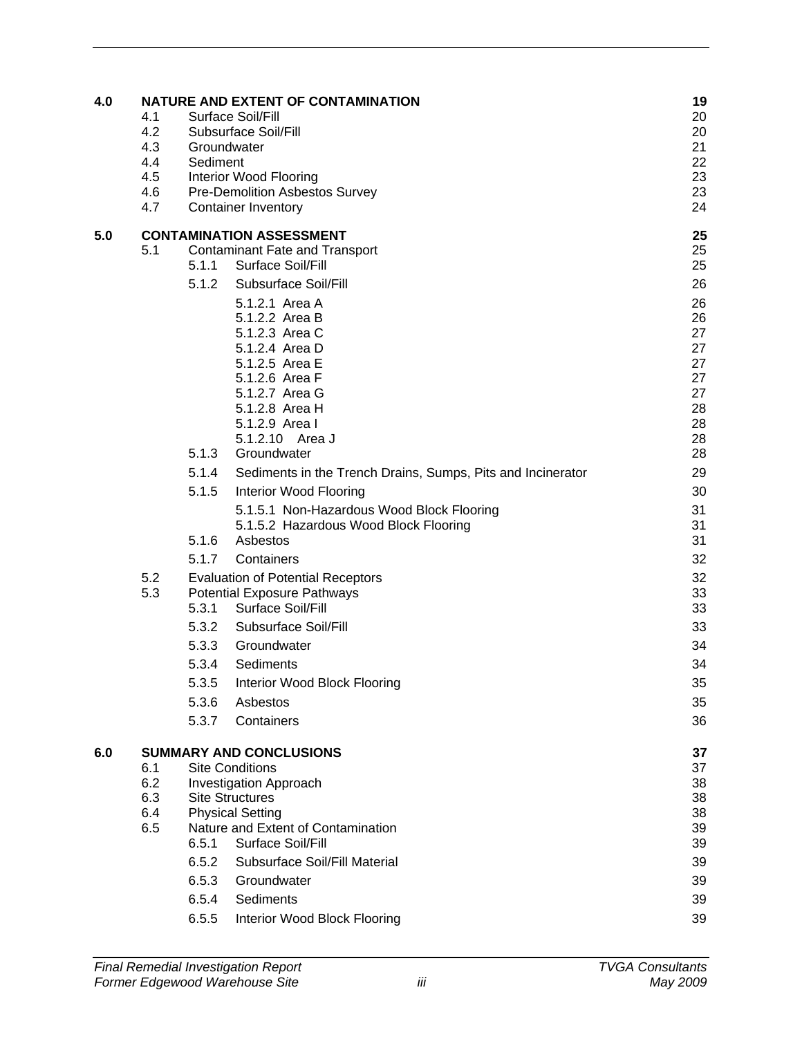| | | | | |
|---|---|---|---|---|
| **4.0** | **NATURE AND EXTENT OF CONTAMINATION** | | | **19** |
| | 4.1 | Surface Soil/Fill | | 20 |
| | 4.2 | Subsurface Soil/Fill | | 20 |
| | 4.3 | Groundwater | | 21 |
| | 4.4 | Sediment | | 22 |
| | 4.5 | Interior Wood Flooring | | 23 |
| | 4.6 | Pre-Demolition Asbestos Survey | | 23 |
| | 4.7 | Container Inventory | | 24 |
| **5.0** | **CONTAMINATION ASSESSMENT** | | | **25** |
| | 5.1 | Contaminant Fate and Transport | | 25 |
| | | 5.1.1 | Surface Soil/Fill | 25 |
| | | 5.1.2 | Subsurface Soil/Fill | 26 |
| | | | 5.1.2.1 Area A | 26 |
| | | | 5.1.2.2 Area B | 26 |
| | | | 5.1.2.3 Area C | 27 |
| | | | 5.1.2.4 Area D | 27 |
| | | | 5.1.2.5 Area E | 27 |
| | | | 5.1.2.6 Area F | 27 |
| | | | 5.1.2.7 Area G | 27 |
| | | | 5.1.2.8 Area H | 28 |
| | | | 5.1.2.9 Area I | 28 |
| | | | 5.1.2.10 Area J | 28 |
| | | 5.1.3 | Groundwater | 28 |
| | | 5.1.4 | Sediments in the Trench Drains, Sumps, Pits and Incinerator | 29 |
| | | 5.1.5 | Interior Wood Flooring | 30 |
| | | | 5.1.5.1 Non-Hazardous Wood Block Flooring | 31 |
| | | | 5.1.5.2 Hazardous Wood Block Flooring | 31 |
| | | 5.1.6 | Asbestos | 31 |
| | | 5.1.7 | Containers | 32 |
| | 5.2 | Evaluation of Potential Receptors | | 32 |
| | 5.3 | Potential Exposure Pathways | | 33 |
| | | 5.3.1 | Surface Soil/Fill | 33 |
| | | 5.3.2 | Subsurface Soil/Fill | 33 |
| | | 5.3.3 | Groundwater | 34 |
| | | 5.3.4 | Sediments | 34 |
| | | 5.3.5 | Interior Wood Block Flooring | 35 |
| | | 5.3.6 | Asbestos | 35 |
| | | 5.3.7 | Containers | 36 |
| **6.0** | **SUMMARY AND CONCLUSIONS** | | | **37** |
| | 6.1 | Site Conditions | | 37 |
| | 6.2 | Investigation Approach | | 38 |
| | 6.3 | Site Structures | | 38 |
| | 6.4 | Physical Setting | | 38 |
| | 6.5 | Nature and Extent of Contamination | | 39 |
| | | 6.5.1 | Surface Soil/Fill | 39 |
| | | 6.5.2 | Subsurface Soil/Fill Material | 39 |
| | | 6.5.3 | Groundwater | 39 |
| | | 6.5.4 | Sediments | 39 |
| | | 6.5.5 | Interior Wood Block Flooring | 39 |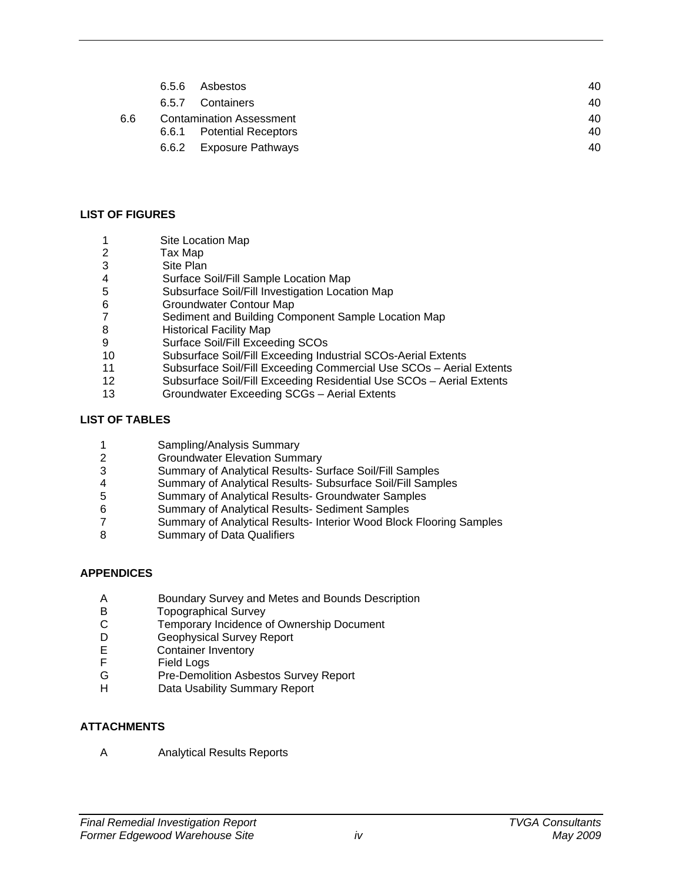| | | |
|---|---|---|
| 6.5.6 | Asbestos | 40 |
| 6.5.7 | Containers | 40 |
| 6.6 | Contamination Assessment | 40 |
| 6.6.1 | Potential Receptors | 40 |
| 6.6.2 | Exposure Pathways | 40 |

**LIST OF FIGURES**

1 Site Location Map
2 Tax Map
3 Site Plan
4 Surface Soil/Fill Sample Location Map
5 Subsurface Soil/Fill Investigation Location Map
6 Groundwater Contour Map
7 Sediment and Building Component Sample Location Map
8 Historical Facility Map
9 Surface Soil/Fill Exceeding SCOs
10 Subsurface Soil/Fill Exceeding Industrial SCOs-Aerial Extents
11 Subsurface Soil/Fill Exceeding Commercial Use SCOs – Aerial Extents
12 Subsurface Soil/Fill Exceeding Residential Use SCOs – Aerial Extents
13 Groundwater Exceeding SCGs – Aerial Extents

**LIST OF TABLES**

1 Sampling/Analysis Summary
2 Groundwater Elevation Summary
3 Summary of Analytical Results- Surface Soil/Fill Samples
4 Summary of Analytical Results- Subsurface Soil/Fill Samples
5 Summary of Analytical Results- Groundwater Samples
6 Summary of Analytical Results- Sediment Samples
7 Summary of Analytical Results- Interior Wood Block Flooring Samples
8 Summary of Data Qualifiers

**APPENDICES**

A Boundary Survey and Metes and Bounds Description
B Topographical Survey
C Temporary Incidence of Ownership Document
D Geophysical Survey Report
E Container Inventory
F Field Logs
G Pre-Demolition Asbestos Survey Report
H Data Usability Summary Report

**ATTACHMENTS**

A Analytical Results Reports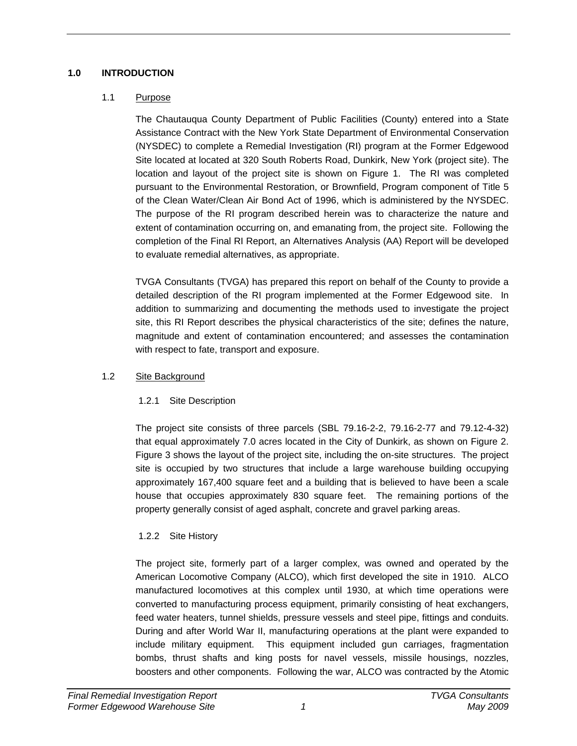# 1.0 INTRODUCTION

## 1.1 Purpose

The Chautauqua County Department of Public Facilities (County) entered into a State Assistance Contract with the New York State Department of Environmental Conservation (NYSDEC) to complete a Remedial Investigation (RI) program at the Former Edgewood Site located at located at 320 South Roberts Road, Dunkirk, New York (project site). The location and layout of the project site is shown on Figure 1. The RI was completed pursuant to the Environmental Restoration, or Brownfield, Program component of Title 5 of the Clean Water/Clean Air Bond Act of 1996, which is administered by the NYSDEC. The purpose of the RI program described herein was to characterize the nature and extent of contamination occurring on, and emanating from, the project site. Following the completion of the Final RI Report, an Alternatives Analysis (AA) Report will be developed to evaluate remedial alternatives, as appropriate.

TVGA Consultants (TVGA) has prepared this report on behalf of the County to provide a detailed description of the RI program implemented at the Former Edgewood site. In addition to summarizing and documenting the methods used to investigate the project site, this RI Report describes the physical characteristics of the site; defines the nature, magnitude and extent of contamination encountered; and assesses the contamination with respect to fate, transport and exposure.

## 1.2 Site Background

### 1.2.1 Site Description

The project site consists of three parcels (SBL 79.16-2-2, 79.16-2-77 and 79.12-4-32) that equal approximately 7.0 acres located in the City of Dunkirk, as shown on Figure 2. Figure 3 shows the layout of the project site, including the on-site structures. The project site is occupied by two structures that include a large warehouse building occupying approximately 167,400 square feet and a building that is believed to have been a scale house that occupies approximately 830 square feet. The remaining portions of the property generally consist of aged asphalt, concrete and gravel parking areas.

### 1.2.2 Site History

The project site, formerly part of a larger complex, was owned and operated by the American Locomotive Company (ALCO), which first developed the site in 1910. ALCO manufactured locomotives at this complex until 1930, at which time operations were converted to manufacturing process equipment, primarily consisting of heat exchangers, feed water heaters, tunnel shields, pressure vessels and steel pipe, fittings and conduits. During and after World War II, manufacturing operations at the plant were expanded to include military equipment. This equipment included gun carriages, fragmentation bombs, thrust shafts and king posts for navel vessels, missile housings, nozzles, boosters and other components. Following the war, ALCO was contracted by the Atomic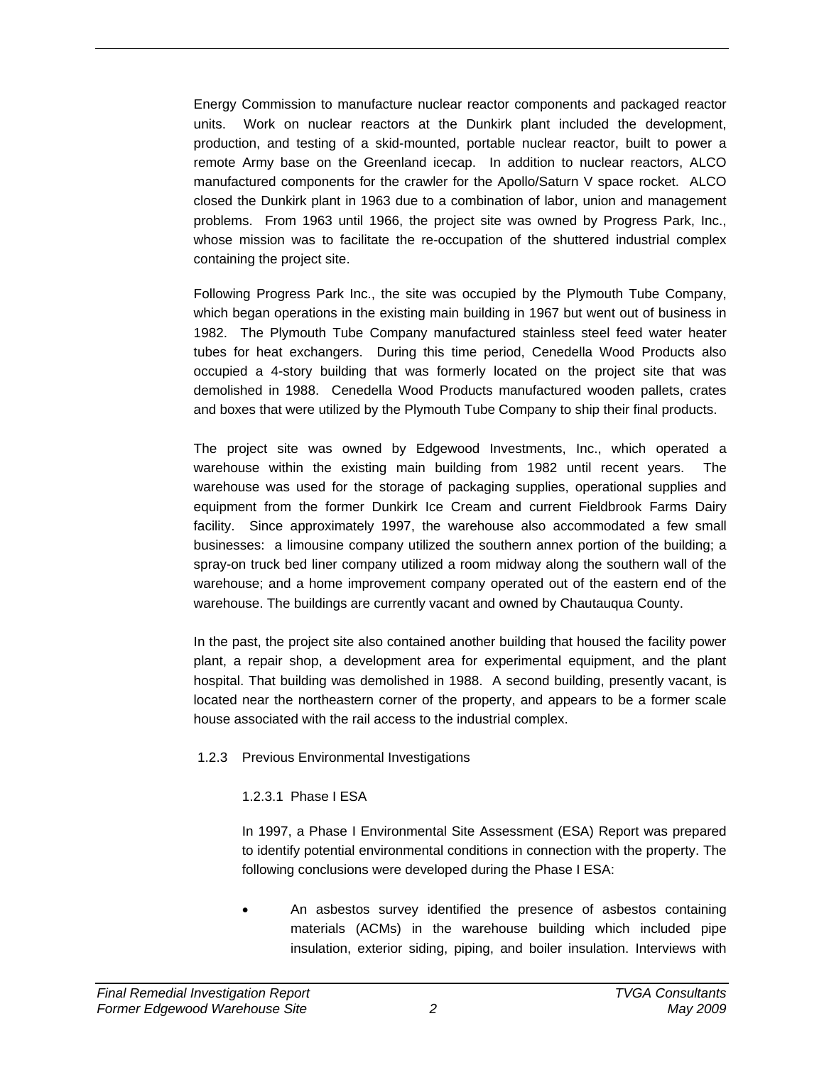Energy Commission to manufacture nuclear reactor components and packaged reactor units. Work on nuclear reactors at the Dunkirk plant included the development, production, and testing of a skid-mounted, portable nuclear reactor, built to power a remote Army base on the Greenland icecap. In addition to nuclear reactors, ALCO manufactured components for the crawler for the Apollo/Saturn V space rocket. ALCO closed the Dunkirk plant in 1963 due to a combination of labor, union and management problems. From 1963 until 1966, the project site was owned by Progress Park, Inc., whose mission was to facilitate the re-occupation of the shuttered industrial complex containing the project site.

Following Progress Park Inc., the site was occupied by the Plymouth Tube Company, which began operations in the existing main building in 1967 but went out of business in 1982. The Plymouth Tube Company manufactured stainless steel feed water heater tubes for heat exchangers. During this time period, Cenedella Wood Products also occupied a 4-story building that was formerly located on the project site that was demolished in 1988. Cenedella Wood Products manufactured wooden pallets, crates and boxes that were utilized by the Plymouth Tube Company to ship their final products.

The project site was owned by Edgewood Investments, Inc., which operated a warehouse within the existing main building from 1982 until recent years. The warehouse was used for the storage of packaging supplies, operational supplies and equipment from the former Dunkirk Ice Cream and current Fieldbrook Farms Dairy facility. Since approximately 1997, the warehouse also accommodated a few small businesses: a limousine company utilized the southern annex portion of the building; a spray-on truck bed liner company utilized a room midway along the southern wall of the warehouse; and a home improvement company operated out of the eastern end of the warehouse. The buildings are currently vacant and owned by Chautauqua County.

In the past, the project site also contained another building that housed the facility power plant, a repair shop, a development area for experimental equipment, and the plant hospital. That building was demolished in 1988. A second building, presently vacant, is located near the northeastern corner of the property, and appears to be a former scale house associated with the rail access to the industrial complex.

### 1.2.3 Previous Environmental Investigations

#### 1.2.3.1 Phase I ESA

In 1997, a Phase I Environmental Site Assessment (ESA) Report was prepared to identify potential environmental conditions in connection with the property. The following conclusions were developed during the Phase I ESA:

- An asbestos survey identified the presence of asbestos containing materials (ACMs) in the warehouse building which included pipe insulation, exterior siding, piping, and boiler insulation. Interviews with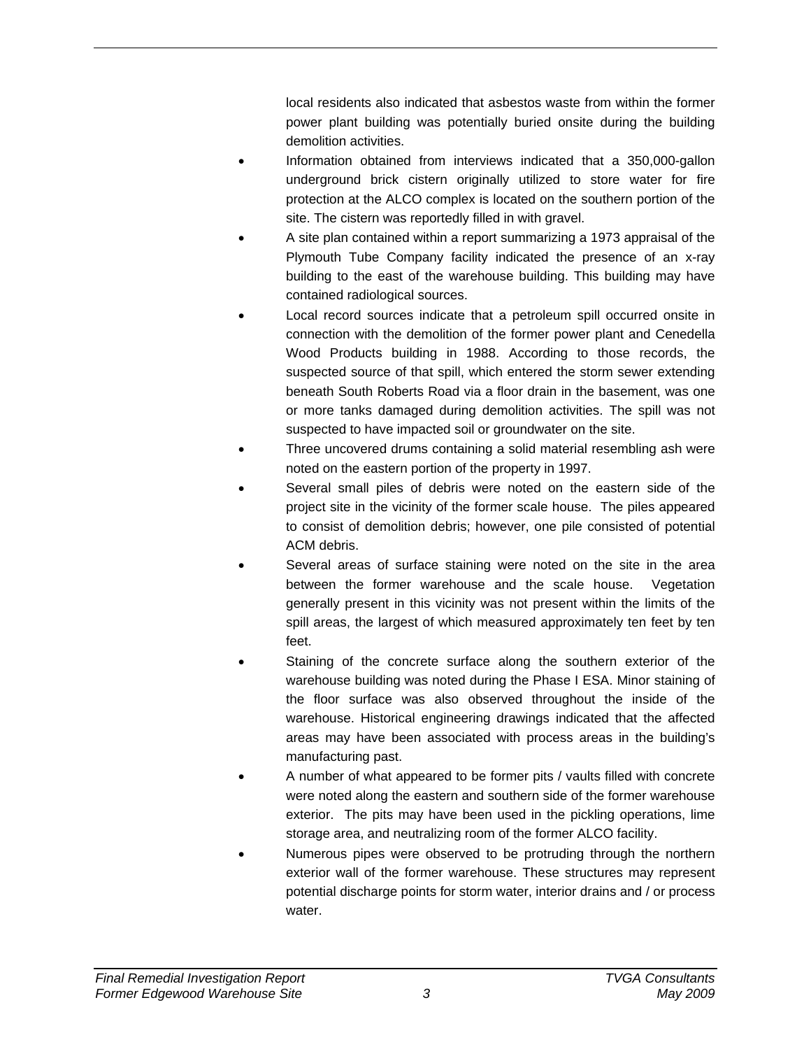local residents also indicated that asbestos waste from within the former power plant building was potentially buried onsite during the building demolition activities.

- Information obtained from interviews indicated that a 350,000-gallon underground brick cistern originally utilized to store water for fire protection at the ALCO complex is located on the southern portion of the site. The cistern was reportedly filled in with gravel.
- A site plan contained within a report summarizing a 1973 appraisal of the Plymouth Tube Company facility indicated the presence of an x-ray building to the east of the warehouse building. This building may have contained radiological sources.
- Local record sources indicate that a petroleum spill occurred onsite in connection with the demolition of the former power plant and Cenedella Wood Products building in 1988. According to those records, the suspected source of that spill, which entered the storm sewer extending beneath South Roberts Road via a floor drain in the basement, was one or more tanks damaged during demolition activities. The spill was not suspected to have impacted soil or groundwater on the site.
- Three uncovered drums containing a solid material resembling ash were noted on the eastern portion of the property in 1997.
- Several small piles of debris were noted on the eastern side of the project site in the vicinity of the former scale house. The piles appeared to consist of demolition debris; however, one pile consisted of potential ACM debris.
- Several areas of surface staining were noted on the site in the area between the former warehouse and the scale house. Vegetation generally present in this vicinity was not present within the limits of the spill areas, the largest of which measured approximately ten feet by ten feet.
- Staining of the concrete surface along the southern exterior of the warehouse building was noted during the Phase I ESA. Minor staining of the floor surface was also observed throughout the inside of the warehouse. Historical engineering drawings indicated that the affected areas may have been associated with process areas in the building's manufacturing past.
- A number of what appeared to be former pits / vaults filled with concrete were noted along the eastern and southern side of the former warehouse exterior. The pits may have been used in the pickling operations, lime storage area, and neutralizing room of the former ALCO facility.
- Numerous pipes were observed to be protruding through the northern exterior wall of the former warehouse. These structures may represent potential discharge points for storm water, interior drains and / or process water.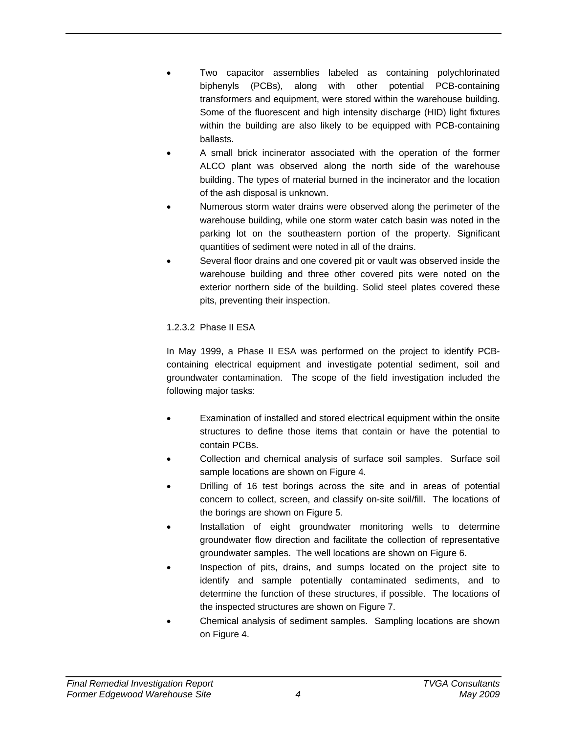- Two capacitor assemblies labeled as containing polychlorinated biphenyls (PCBs), along with other potential PCB-containing transformers and equipment, were stored within the warehouse building. Some of the fluorescent and high intensity discharge (HID) light fixtures within the building are also likely to be equipped with PCB-containing ballasts.
- A small brick incinerator associated with the operation of the former ALCO plant was observed along the north side of the warehouse building. The types of material burned in the incinerator and the location of the ash disposal is unknown.
- Numerous storm water drains were observed along the perimeter of the warehouse building, while one storm water catch basin was noted in the parking lot on the southeastern portion of the property. Significant quantities of sediment were noted in all of the drains.
- Several floor drains and one covered pit or vault was observed inside the warehouse building and three other covered pits were noted on the exterior northern side of the building. Solid steel plates covered these pits, preventing their inspection.

#### 1.2.3.2 Phase II ESA

In May 1999, a Phase II ESA was performed on the project to identify PCB-containing electrical equipment and investigate potential sediment, soil and groundwater contamination. The scope of the field investigation included the following major tasks:

- Examination of installed and stored electrical equipment within the onsite structures to define those items that contain or have the potential to contain PCBs.
- Collection and chemical analysis of surface soil samples. Surface soil sample locations are shown on Figure 4.
- Drilling of 16 test borings across the site and in areas of potential concern to collect, screen, and classify on-site soil/fill. The locations of the borings are shown on Figure 5.
- Installation of eight groundwater monitoring wells to determine groundwater flow direction and facilitate the collection of representative groundwater samples. The well locations are shown on Figure 6.
- Inspection of pits, drains, and sumps located on the project site to identify and sample potentially contaminated sediments, and to determine the function of these structures, if possible. The locations of the inspected structures are shown on Figure 7.
- Chemical analysis of sediment samples. Sampling locations are shown on Figure 4.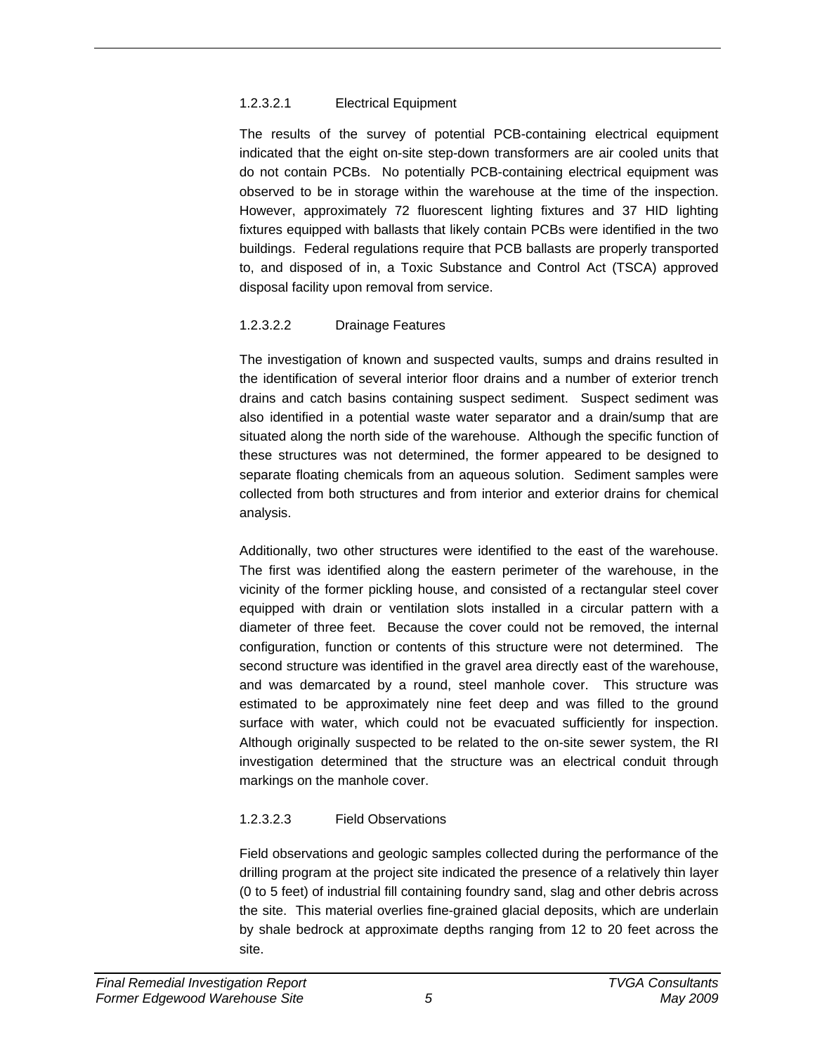#### 1.2.3.2.1 Electrical Equipment

The results of the survey of potential PCB-containing electrical equipment indicated that the eight on-site step-down transformers are air cooled units that do not contain PCBs. No potentially PCB-containing electrical equipment was observed to be in storage within the warehouse at the time of the inspection. However, approximately 72 fluorescent lighting fixtures and 37 HID lighting fixtures equipped with ballasts that likely contain PCBs were identified in the two buildings. Federal regulations require that PCB ballasts are properly transported to, and disposed of in, a Toxic Substance and Control Act (TSCA) approved disposal facility upon removal from service.

#### 1.2.3.2.2 Drainage Features

The investigation of known and suspected vaults, sumps and drains resulted in the identification of several interior floor drains and a number of exterior trench drains and catch basins containing suspect sediment. Suspect sediment was also identified in a potential waste water separator and a drain/sump that are situated along the north side of the warehouse. Although the specific function of these structures was not determined, the former appeared to be designed to separate floating chemicals from an aqueous solution. Sediment samples were collected from both structures and from interior and exterior drains for chemical analysis.

Additionally, two other structures were identified to the east of the warehouse. The first was identified along the eastern perimeter of the warehouse, in the vicinity of the former pickling house, and consisted of a rectangular steel cover equipped with drain or ventilation slots installed in a circular pattern with a diameter of three feet. Because the cover could not be removed, the internal configuration, function or contents of this structure were not determined. The second structure was identified in the gravel area directly east of the warehouse, and was demarcated by a round, steel manhole cover. This structure was estimated to be approximately nine feet deep and was filled to the ground surface with water, which could not be evacuated sufficiently for inspection. Although originally suspected to be related to the on-site sewer system, the RI investigation determined that the structure was an electrical conduit through markings on the manhole cover.

#### 1.2.3.2.3 Field Observations

Field observations and geologic samples collected during the performance of the drilling program at the project site indicated the presence of a relatively thin layer (0 to 5 feet) of industrial fill containing foundry sand, slag and other debris across the site. This material overlies fine-grained glacial deposits, which are underlain by shale bedrock at approximate depths ranging from 12 to 20 feet across the site.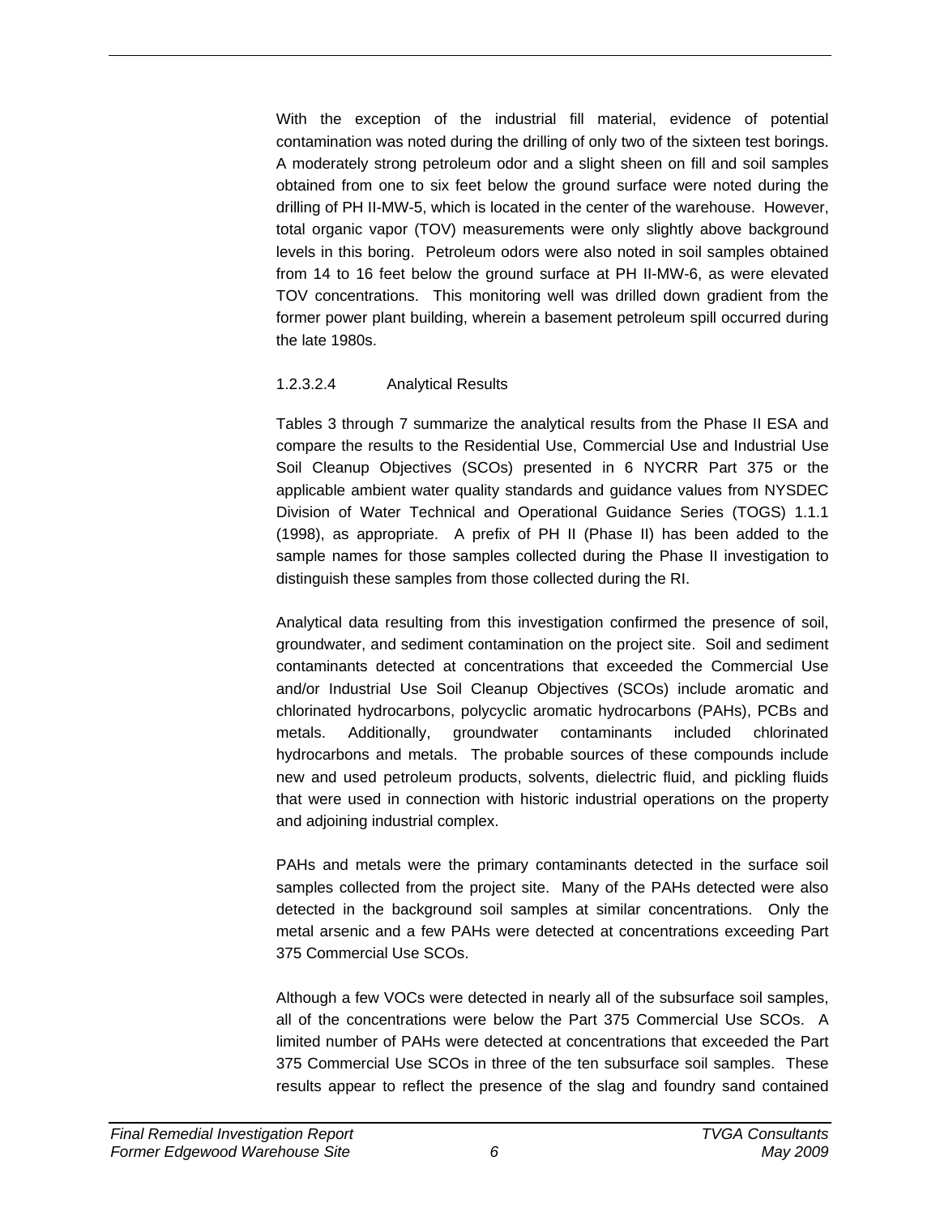With the exception of the industrial fill material, evidence of potential contamination was noted during the drilling of only two of the sixteen test borings. A moderately strong petroleum odor and a slight sheen on fill and soil samples obtained from one to six feet below the ground surface were noted during the drilling of PH II-MW-5, which is located in the center of the warehouse. However, total organic vapor (TOV) measurements were only slightly above background levels in this boring. Petroleum odors were also noted in soil samples obtained from 14 to 16 feet below the ground surface at PH II-MW-6, as were elevated TOV concentrations. This monitoring well was drilled down gradient from the former power plant building, wherein a basement petroleum spill occurred during the late 1980s.

#### 1.2.3.2.4 Analytical Results

Tables 3 through 7 summarize the analytical results from the Phase II ESA and compare the results to the Residential Use, Commercial Use and Industrial Use Soil Cleanup Objectives (SCOs) presented in 6 NYCRR Part 375 or the applicable ambient water quality standards and guidance values from NYSDEC Division of Water Technical and Operational Guidance Series (TOGS) 1.1.1 (1998), as appropriate. A prefix of PH II (Phase II) has been added to the sample names for those samples collected during the Phase II investigation to distinguish these samples from those collected during the RI.

Analytical data resulting from this investigation confirmed the presence of soil, groundwater, and sediment contamination on the project site. Soil and sediment contaminants detected at concentrations that exceeded the Commercial Use and/or Industrial Use Soil Cleanup Objectives (SCOs) include aromatic and chlorinated hydrocarbons, polycyclic aromatic hydrocarbons (PAHs), PCBs and metals. Additionally, groundwater contaminants included chlorinated hydrocarbons and metals. The probable sources of these compounds include new and used petroleum products, solvents, dielectric fluid, and pickling fluids that were used in connection with historic industrial operations on the property and adjoining industrial complex.

PAHs and metals were the primary contaminants detected in the surface soil samples collected from the project site. Many of the PAHs detected were also detected in the background soil samples at similar concentrations. Only the metal arsenic and a few PAHs were detected at concentrations exceeding Part 375 Commercial Use SCOs.

Although a few VOCs were detected in nearly all of the subsurface soil samples, all of the concentrations were below the Part 375 Commercial Use SCOs. A limited number of PAHs were detected at concentrations that exceeded the Part 375 Commercial Use SCOs in three of the ten subsurface soil samples. These results appear to reflect the presence of the slag and foundry sand contained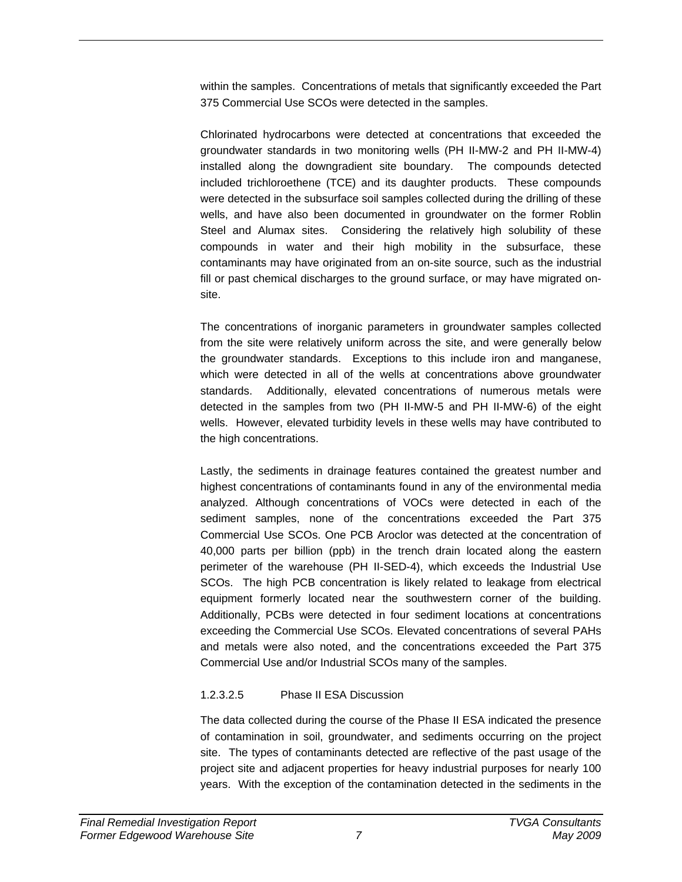within the samples. Concentrations of metals that significantly exceeded the Part 375 Commercial Use SCOs were detected in the samples.

Chlorinated hydrocarbons were detected at concentrations that exceeded the groundwater standards in two monitoring wells (PH II-MW-2 and PH II-MW-4) installed along the downgradient site boundary. The compounds detected included trichloroethene (TCE) and its daughter products. These compounds were detected in the subsurface soil samples collected during the drilling of these wells, and have also been documented in groundwater on the former Roblin Steel and Alumax sites. Considering the relatively high solubility of these compounds in water and their high mobility in the subsurface, these contaminants may have originated from an on-site source, such as the industrial fill or past chemical discharges to the ground surface, or may have migrated on-site.

The concentrations of inorganic parameters in groundwater samples collected from the site were relatively uniform across the site, and were generally below the groundwater standards. Exceptions to this include iron and manganese, which were detected in all of the wells at concentrations above groundwater standards. Additionally, elevated concentrations of numerous metals were detected in the samples from two (PH II-MW-5 and PH II-MW-6) of the eight wells. However, elevated turbidity levels in these wells may have contributed to the high concentrations.

Lastly, the sediments in drainage features contained the greatest number and highest concentrations of contaminants found in any of the environmental media analyzed. Although concentrations of VOCs were detected in each of the sediment samples, none of the concentrations exceeded the Part 375 Commercial Use SCOs. One PCB Aroclor was detected at the concentration of 40,000 parts per billion (ppb) in the trench drain located along the eastern perimeter of the warehouse (PH II-SED-4), which exceeds the Industrial Use SCOs. The high PCB concentration is likely related to leakage from electrical equipment formerly located near the southwestern corner of the building. Additionally, PCBs were detected in four sediment locations at concentrations exceeding the Commercial Use SCOs. Elevated concentrations of several PAHs and metals were also noted, and the concentrations exceeded the Part 375 Commercial Use and/or Industrial SCOs many of the samples.

##### 1.2.3.2.5 Phase II ESA Discussion

The data collected during the course of the Phase II ESA indicated the presence of contamination in soil, groundwater, and sediments occurring on the project site. The types of contaminants detected are reflective of the past usage of the project site and adjacent properties for heavy industrial purposes for nearly 100 years. With the exception of the contamination detected in the sediments in the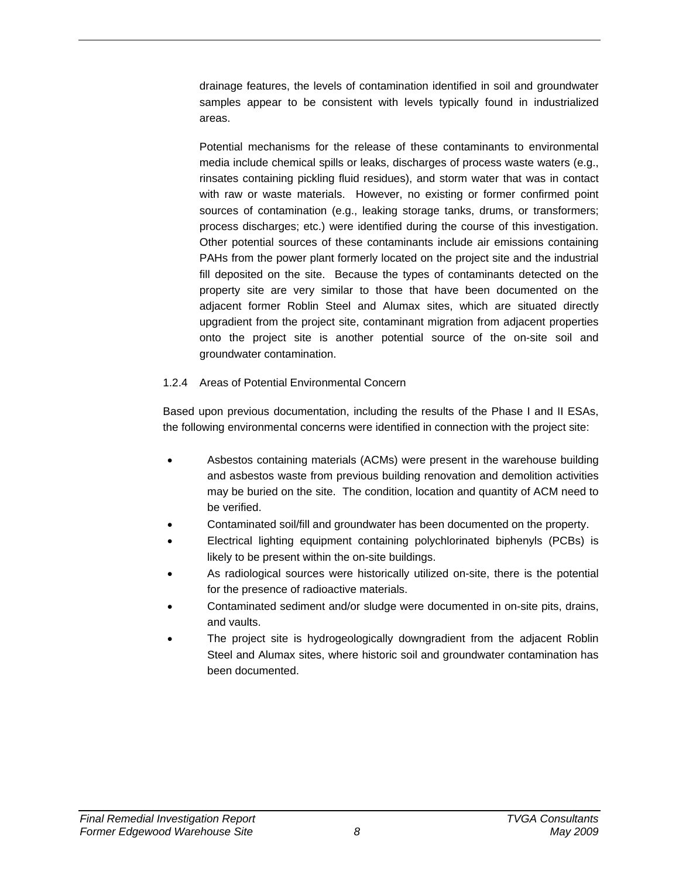drainage features, the levels of contamination identified in soil and groundwater samples appear to be consistent with levels typically found in industrialized areas.

Potential mechanisms for the release of these contaminants to environmental media include chemical spills or leaks, discharges of process waste waters (e.g., rinsates containing pickling fluid residues), and storm water that was in contact with raw or waste materials. However, no existing or former confirmed point sources of contamination (e.g., leaking storage tanks, drums, or transformers; process discharges; etc.) were identified during the course of this investigation. Other potential sources of these contaminants include air emissions containing PAHs from the power plant formerly located on the project site and the industrial fill deposited on the site. Because the types of contaminants detected on the property site are very similar to those that have been documented on the adjacent former Roblin Steel and Alumax sites, which are situated directly upgradient from the project site, contaminant migration from adjacent properties onto the project site is another potential source of the on-site soil and groundwater contamination.

#### 1.2.4 Areas of Potential Environmental Concern

Based upon previous documentation, including the results of the Phase I and II ESAs, the following environmental concerns were identified in connection with the project site:

- Asbestos containing materials (ACMs) were present in the warehouse building and asbestos waste from previous building renovation and demolition activities may be buried on the site. The condition, location and quantity of ACM need to be verified.
- Contaminated soil/fill and groundwater has been documented on the property.
- Electrical lighting equipment containing polychlorinated biphenyls (PCBs) is likely to be present within the on-site buildings.
- As radiological sources were historically utilized on-site, there is the potential for the presence of radioactive materials.
- Contaminated sediment and/or sludge were documented in on-site pits, drains, and vaults.
- The project site is hydrogeologically downgradient from the adjacent Roblin Steel and Alumax sites, where historic soil and groundwater contamination has been documented.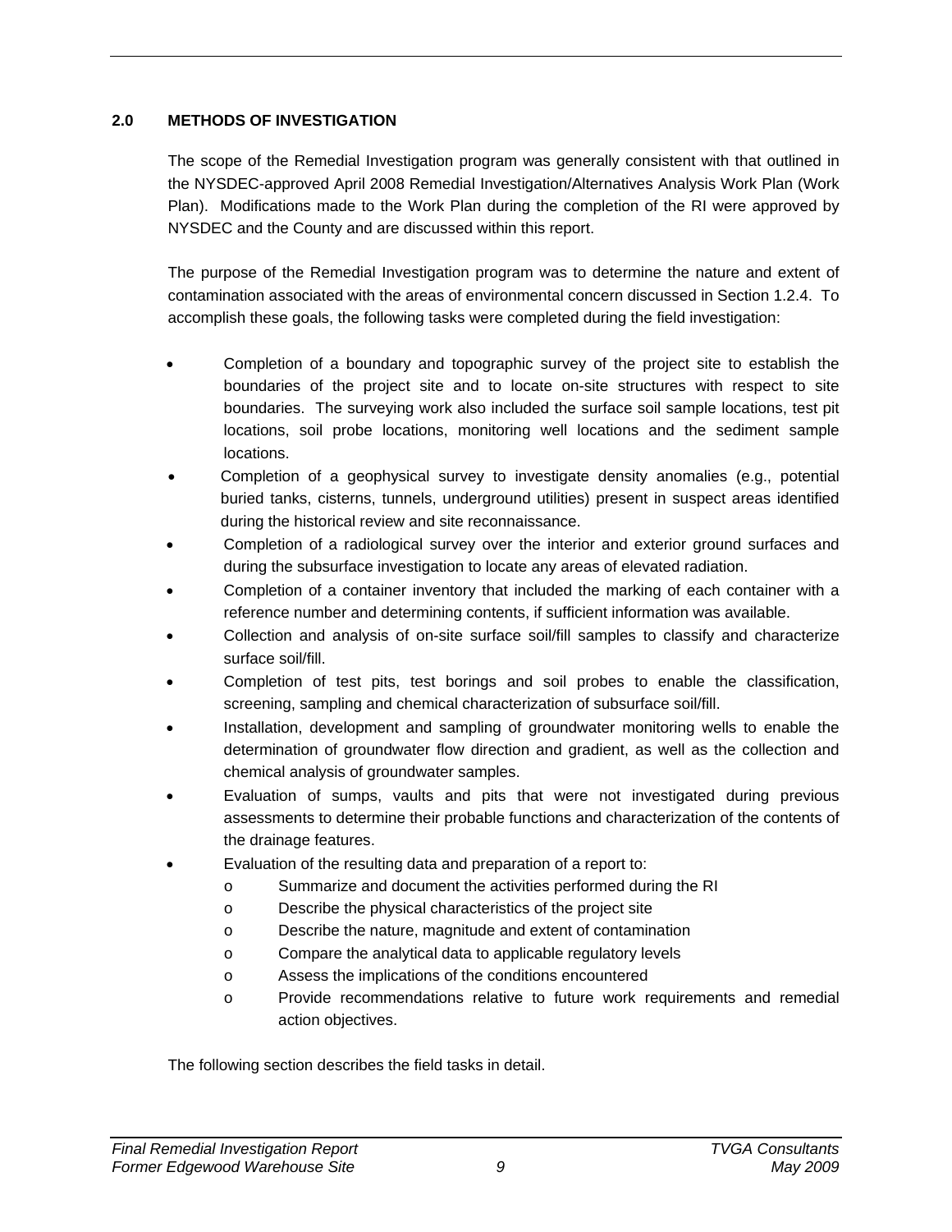## 2.0 METHODS OF INVESTIGATION

The scope of the Remedial Investigation program was generally consistent with that outlined in the NYSDEC-approved April 2008 Remedial Investigation/Alternatives Analysis Work Plan (Work Plan). Modifications made to the Work Plan during the completion of the RI were approved by NYSDEC and the County and are discussed within this report.

The purpose of the Remedial Investigation program was to determine the nature and extent of contamination associated with the areas of environmental concern discussed in Section 1.2.4. To accomplish these goals, the following tasks were completed during the field investigation:

- Completion of a boundary and topographic survey of the project site to establish the boundaries of the project site and to locate on-site structures with respect to site boundaries. The surveying work also included the surface soil sample locations, test pit locations, soil probe locations, monitoring well locations and the sediment sample locations.
- Completion of a geophysical survey to investigate density anomalies (e.g., potential buried tanks, cisterns, tunnels, underground utilities) present in suspect areas identified during the historical review and site reconnaissance.
- Completion of a radiological survey over the interior and exterior ground surfaces and during the subsurface investigation to locate any areas of elevated radiation.
- Completion of a container inventory that included the marking of each container with a reference number and determining contents, if sufficient information was available.
- Collection and analysis of on-site surface soil/fill samples to classify and characterize surface soil/fill.
- Completion of test pits, test borings and soil probes to enable the classification, screening, sampling and chemical characterization of subsurface soil/fill.
- Installation, development and sampling of groundwater monitoring wells to enable the determination of groundwater flow direction and gradient, as well as the collection and chemical analysis of groundwater samples.
- Evaluation of sumps, vaults and pits that were not investigated during previous assessments to determine their probable functions and characterization of the contents of the drainage features.
- Evaluation of the resulting data and preparation of a report to:
  - Summarize and document the activities performed during the RI
  - Describe the physical characteristics of the project site
  - Describe the nature, magnitude and extent of contamination
  - Compare the analytical data to applicable regulatory levels
  - Assess the implications of the conditions encountered
  - Provide recommendations relative to future work requirements and remedial action objectives.

The following section describes the field tasks in detail.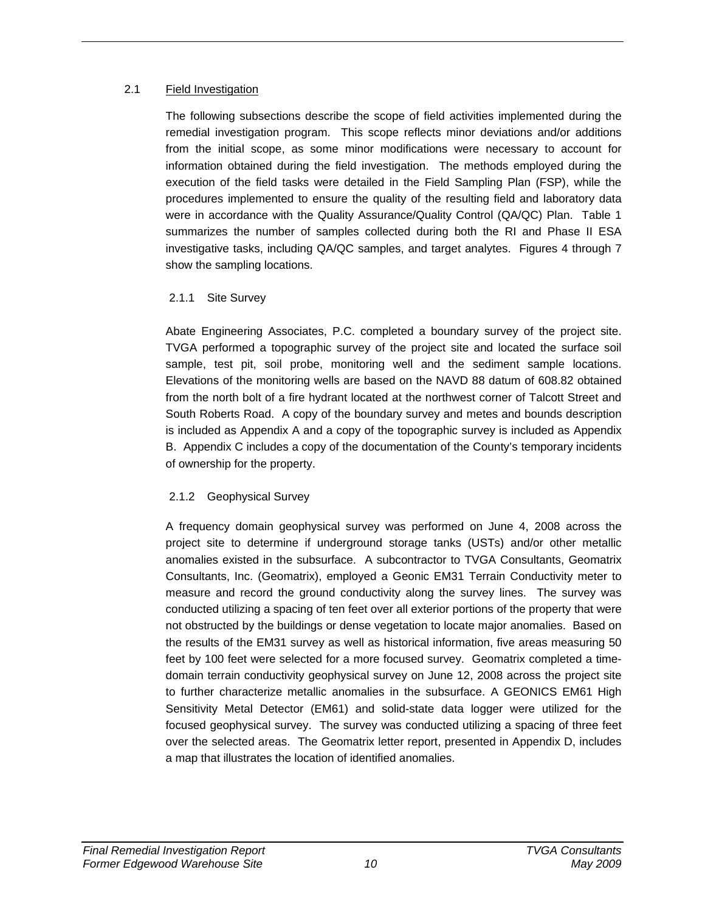## 2.1 Field Investigation

The following subsections describe the scope of field activities implemented during the remedial investigation program. This scope reflects minor deviations and/or additions from the initial scope, as some minor modifications were necessary to account for information obtained during the field investigation. The methods employed during the execution of the field tasks were detailed in the Field Sampling Plan (FSP), while the procedures implemented to ensure the quality of the resulting field and laboratory data were in accordance with the Quality Assurance/Quality Control (QA/QC) Plan. Table 1 summarizes the number of samples collected during both the RI and Phase II ESA investigative tasks, including QA/QC samples, and target analytes. Figures 4 through 7 show the sampling locations.

### 2.1.1 Site Survey

Abate Engineering Associates, P.C. completed a boundary survey of the project site. TVGA performed a topographic survey of the project site and located the surface soil sample, test pit, soil probe, monitoring well and the sediment sample locations. Elevations of the monitoring wells are based on the NAVD 88 datum of 608.82 obtained from the north bolt of a fire hydrant located at the northwest corner of Talcott Street and South Roberts Road. A copy of the boundary survey and metes and bounds description is included as Appendix A and a copy of the topographic survey is included as Appendix B. Appendix C includes a copy of the documentation of the County's temporary incidents of ownership for the property.

### 2.1.2 Geophysical Survey

A frequency domain geophysical survey was performed on June 4, 2008 across the project site to determine if underground storage tanks (USTs) and/or other metallic anomalies existed in the subsurface. A subcontractor to TVGA Consultants, Geomatrix Consultants, Inc. (Geomatrix), employed a Geonic EM31 Terrain Conductivity meter to measure and record the ground conductivity along the survey lines. The survey was conducted utilizing a spacing of ten feet over all exterior portions of the property that were not obstructed by the buildings or dense vegetation to locate major anomalies. Based on the results of the EM31 survey as well as historical information, five areas measuring 50 feet by 100 feet were selected for a more focused survey. Geomatrix completed a time-domain terrain conductivity geophysical survey on June 12, 2008 across the project site to further characterize metallic anomalies in the subsurface. A GEONICS EM61 High Sensitivity Metal Detector (EM61) and solid-state data logger were utilized for the focused geophysical survey. The survey was conducted utilizing a spacing of three feet over the selected areas. The Geomatrix letter report, presented in Appendix D, includes a map that illustrates the location of identified anomalies.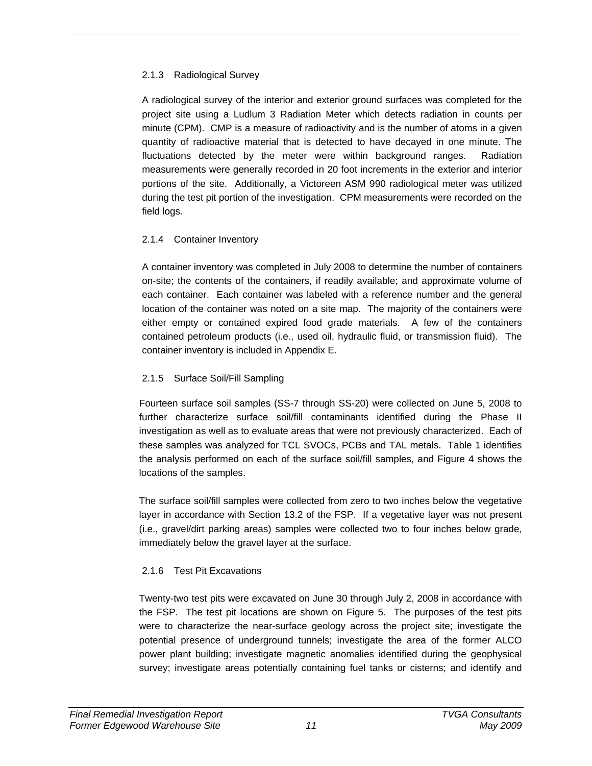### 2.1.3 Radiological Survey

A radiological survey of the interior and exterior ground surfaces was completed for the project site using a Ludlum 3 Radiation Meter which detects radiation in counts per minute (CPM). CMP is a measure of radioactivity and is the number of atoms in a given quantity of radioactive material that is detected to have decayed in one minute. The fluctuations detected by the meter were within background ranges. Radiation measurements were generally recorded in 20 foot increments in the exterior and interior portions of the site. Additionally, a Victoreen ASM 990 radiological meter was utilized during the test pit portion of the investigation. CPM measurements were recorded on the field logs.

### 2.1.4 Container Inventory

A container inventory was completed in July 2008 to determine the number of containers on-site; the contents of the containers, if readily available; and approximate volume of each container. Each container was labeled with a reference number and the general location of the container was noted on a site map. The majority of the containers were either empty or contained expired food grade materials. A few of the containers contained petroleum products (i.e., used oil, hydraulic fluid, or transmission fluid). The container inventory is included in Appendix E.

### 2.1.5 Surface Soil/Fill Sampling

Fourteen surface soil samples (SS-7 through SS-20) were collected on June 5, 2008 to further characterize surface soil/fill contaminants identified during the Phase II investigation as well as to evaluate areas that were not previously characterized. Each of these samples was analyzed for TCL SVOCs, PCBs and TAL metals. Table 1 identifies the analysis performed on each of the surface soil/fill samples, and Figure 4 shows the locations of the samples.

The surface soil/fill samples were collected from zero to two inches below the vegetative layer in accordance with Section 13.2 of the FSP. If a vegetative layer was not present (i.e., gravel/dirt parking areas) samples were collected two to four inches below grade, immediately below the gravel layer at the surface.

### 2.1.6 Test Pit Excavations

Twenty-two test pits were excavated on June 30 through July 2, 2008 in accordance with the FSP. The test pit locations are shown on Figure 5. The purposes of the test pits were to characterize the near-surface geology across the project site; investigate the potential presence of underground tunnels; investigate the area of the former ALCO power plant building; investigate magnetic anomalies identified during the geophysical survey; investigate areas potentially containing fuel tanks or cisterns; and identify and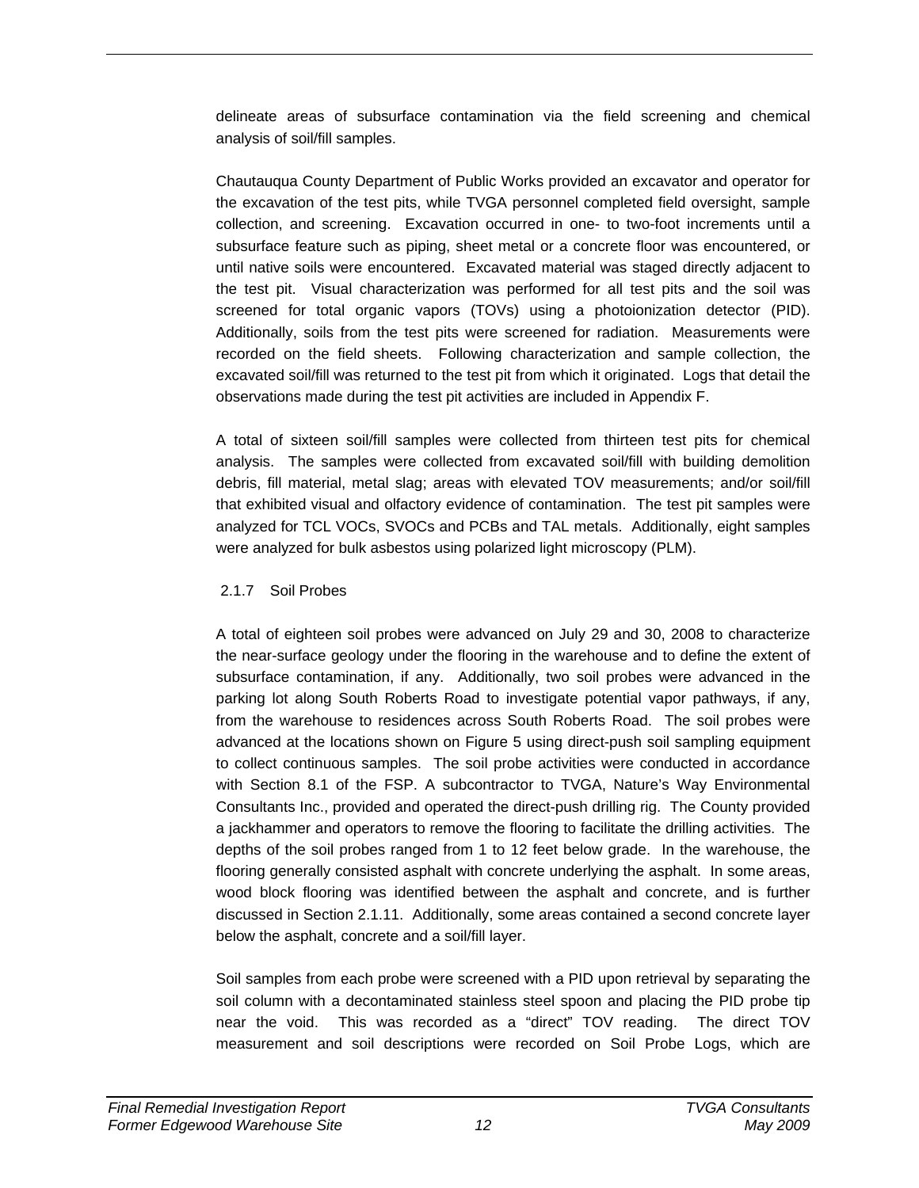delineate areas of subsurface contamination via the field screening and chemical analysis of soil/fill samples.

Chautauqua County Department of Public Works provided an excavator and operator for the excavation of the test pits, while TVGA personnel completed field oversight, sample collection, and screening. Excavation occurred in one- to two-foot increments until a subsurface feature such as piping, sheet metal or a concrete floor was encountered, or until native soils were encountered. Excavated material was staged directly adjacent to the test pit. Visual characterization was performed for all test pits and the soil was screened for total organic vapors (TOVs) using a photoionization detector (PID). Additionally, soils from the test pits were screened for radiation. Measurements were recorded on the field sheets. Following characterization and sample collection, the excavated soil/fill was returned to the test pit from which it originated. Logs that detail the observations made during the test pit activities are included in Appendix F.

A total of sixteen soil/fill samples were collected from thirteen test pits for chemical analysis. The samples were collected from excavated soil/fill with building demolition debris, fill material, metal slag; areas with elevated TOV measurements; and/or soil/fill that exhibited visual and olfactory evidence of contamination. The test pit samples were analyzed for TCL VOCs, SVOCs and PCBs and TAL metals. Additionally, eight samples were analyzed for bulk asbestos using polarized light microscopy (PLM).

### 2.1.7 Soil Probes

A total of eighteen soil probes were advanced on July 29 and 30, 2008 to characterize the near-surface geology under the flooring in the warehouse and to define the extent of subsurface contamination, if any. Additionally, two soil probes were advanced in the parking lot along South Roberts Road to investigate potential vapor pathways, if any, from the warehouse to residences across South Roberts Road. The soil probes were advanced at the locations shown on Figure 5 using direct-push soil sampling equipment to collect continuous samples. The soil probe activities were conducted in accordance with Section 8.1 of the FSP. A subcontractor to TVGA, Nature's Way Environmental Consultants Inc., provided and operated the direct-push drilling rig. The County provided a jackhammer and operators to remove the flooring to facilitate the drilling activities. The depths of the soil probes ranged from 1 to 12 feet below grade. In the warehouse, the flooring generally consisted asphalt with concrete underlying the asphalt. In some areas, wood block flooring was identified between the asphalt and concrete, and is further discussed in Section 2.1.11. Additionally, some areas contained a second concrete layer below the asphalt, concrete and a soil/fill layer.

Soil samples from each probe were screened with a PID upon retrieval by separating the soil column with a decontaminated stainless steel spoon and placing the PID probe tip near the void. This was recorded as a "direct" TOV reading. The direct TOV measurement and soil descriptions were recorded on Soil Probe Logs, which are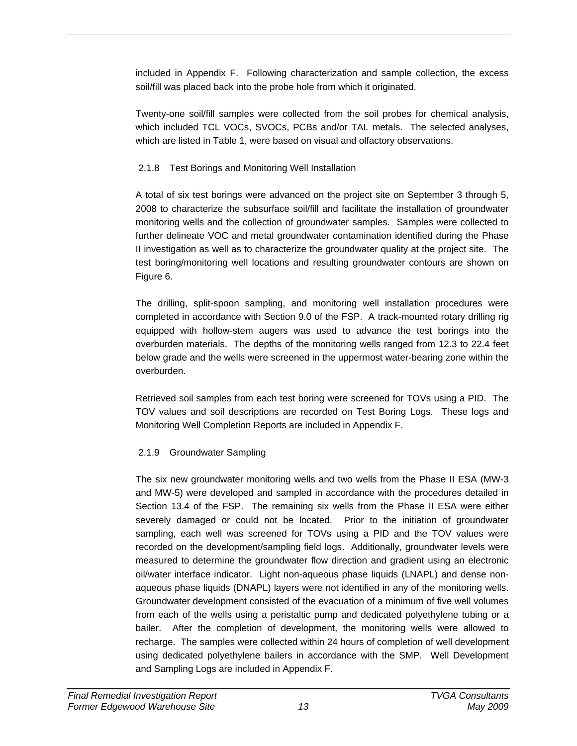included in Appendix F. Following characterization and sample collection, the excess soil/fill was placed back into the probe hole from which it originated.

Twenty-one soil/fill samples were collected from the soil probes for chemical analysis, which included TCL VOCs, SVOCs, PCBs and/or TAL metals. The selected analyses, which are listed in Table 1, were based on visual and olfactory observations.

### 2.1.8 Test Borings and Monitoring Well Installation

A total of six test borings were advanced on the project site on September 3 through 5, 2008 to characterize the subsurface soil/fill and facilitate the installation of groundwater monitoring wells and the collection of groundwater samples. Samples were collected to further delineate VOC and metal groundwater contamination identified during the Phase II investigation as well as to characterize the groundwater quality at the project site. The test boring/monitoring well locations and resulting groundwater contours are shown on Figure 6.

The drilling, split-spoon sampling, and monitoring well installation procedures were completed in accordance with Section 9.0 of the FSP. A track-mounted rotary drilling rig equipped with hollow-stem augers was used to advance the test borings into the overburden materials. The depths of the monitoring wells ranged from 12.3 to 22.4 feet below grade and the wells were screened in the uppermost water-bearing zone within the overburden.

Retrieved soil samples from each test boring were screened for TOVs using a PID. The TOV values and soil descriptions are recorded on Test Boring Logs. These logs and Monitoring Well Completion Reports are included in Appendix F.

### 2.1.9 Groundwater Sampling

The six new groundwater monitoring wells and two wells from the Phase II ESA (MW-3 and MW-5) were developed and sampled in accordance with the procedures detailed in Section 13.4 of the FSP. The remaining six wells from the Phase II ESA were either severely damaged or could not be located. Prior to the initiation of groundwater sampling, each well was screened for TOVs using a PID and the TOV values were recorded on the development/sampling field logs. Additionally, groundwater levels were measured to determine the groundwater flow direction and gradient using an electronic oil/water interface indicator. Light non-aqueous phase liquids (LNAPL) and dense non-aqueous phase liquids (DNAPL) layers were not identified in any of the monitoring wells. Groundwater development consisted of the evacuation of a minimum of five well volumes from each of the wells using a peristaltic pump and dedicated polyethylene tubing or a bailer. After the completion of development, the monitoring wells were allowed to recharge. The samples were collected within 24 hours of completion of well development using dedicated polyethylene bailers in accordance with the SMP. Well Development and Sampling Logs are included in Appendix F.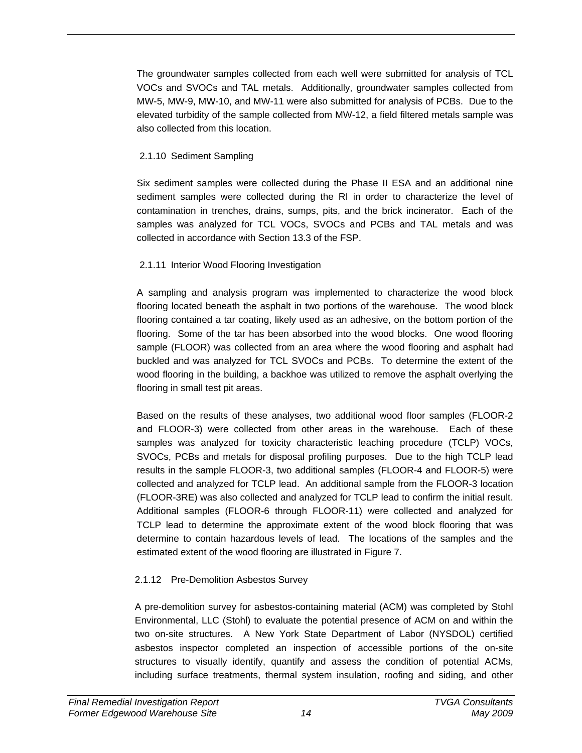The groundwater samples collected from each well were submitted for analysis of TCL VOCs and SVOCs and TAL metals. Additionally, groundwater samples collected from MW-5, MW-9, MW-10, and MW-11 were also submitted for analysis of PCBs. Due to the elevated turbidity of the sample collected from MW-12, a field filtered metals sample was also collected from this location.

### 2.1.10 Sediment Sampling

Six sediment samples were collected during the Phase II ESA and an additional nine sediment samples were collected during the RI in order to characterize the level of contamination in trenches, drains, sumps, pits, and the brick incinerator. Each of the samples was analyzed for TCL VOCs, SVOCs and PCBs and TAL metals and was collected in accordance with Section 13.3 of the FSP.

### 2.1.11 Interior Wood Flooring Investigation

A sampling and analysis program was implemented to characterize the wood block flooring located beneath the asphalt in two portions of the warehouse. The wood block flooring contained a tar coating, likely used as an adhesive, on the bottom portion of the flooring. Some of the tar has been absorbed into the wood blocks. One wood flooring sample (FLOOR) was collected from an area where the wood flooring and asphalt had buckled and was analyzed for TCL SVOCs and PCBs. To determine the extent of the wood flooring in the building, a backhoe was utilized to remove the asphalt overlying the flooring in small test pit areas.

Based on the results of these analyses, two additional wood floor samples (FLOOR-2 and FLOOR-3) were collected from other areas in the warehouse. Each of these samples was analyzed for toxicity characteristic leaching procedure (TCLP) VOCs, SVOCs, PCBs and metals for disposal profiling purposes. Due to the high TCLP lead results in the sample FLOOR-3, two additional samples (FLOOR-4 and FLOOR-5) were collected and analyzed for TCLP lead. An additional sample from the FLOOR-3 location (FLOOR-3RE) was also collected and analyzed for TCLP lead to confirm the initial result. Additional samples (FLOOR-6 through FLOOR-11) were collected and analyzed for TCLP lead to determine the approximate extent of the wood block flooring that was determine to contain hazardous levels of lead. The locations of the samples and the estimated extent of the wood flooring are illustrated in Figure 7.

### 2.1.12 Pre-Demolition Asbestos Survey

A pre-demolition survey for asbestos-containing material (ACM) was completed by Stohl Environmental, LLC (Stohl) to evaluate the potential presence of ACM on and within the two on-site structures. A New York State Department of Labor (NYSDOL) certified asbestos inspector completed an inspection of accessible portions of the on-site structures to visually identify, quantify and assess the condition of potential ACMs, including surface treatments, thermal system insulation, roofing and siding, and other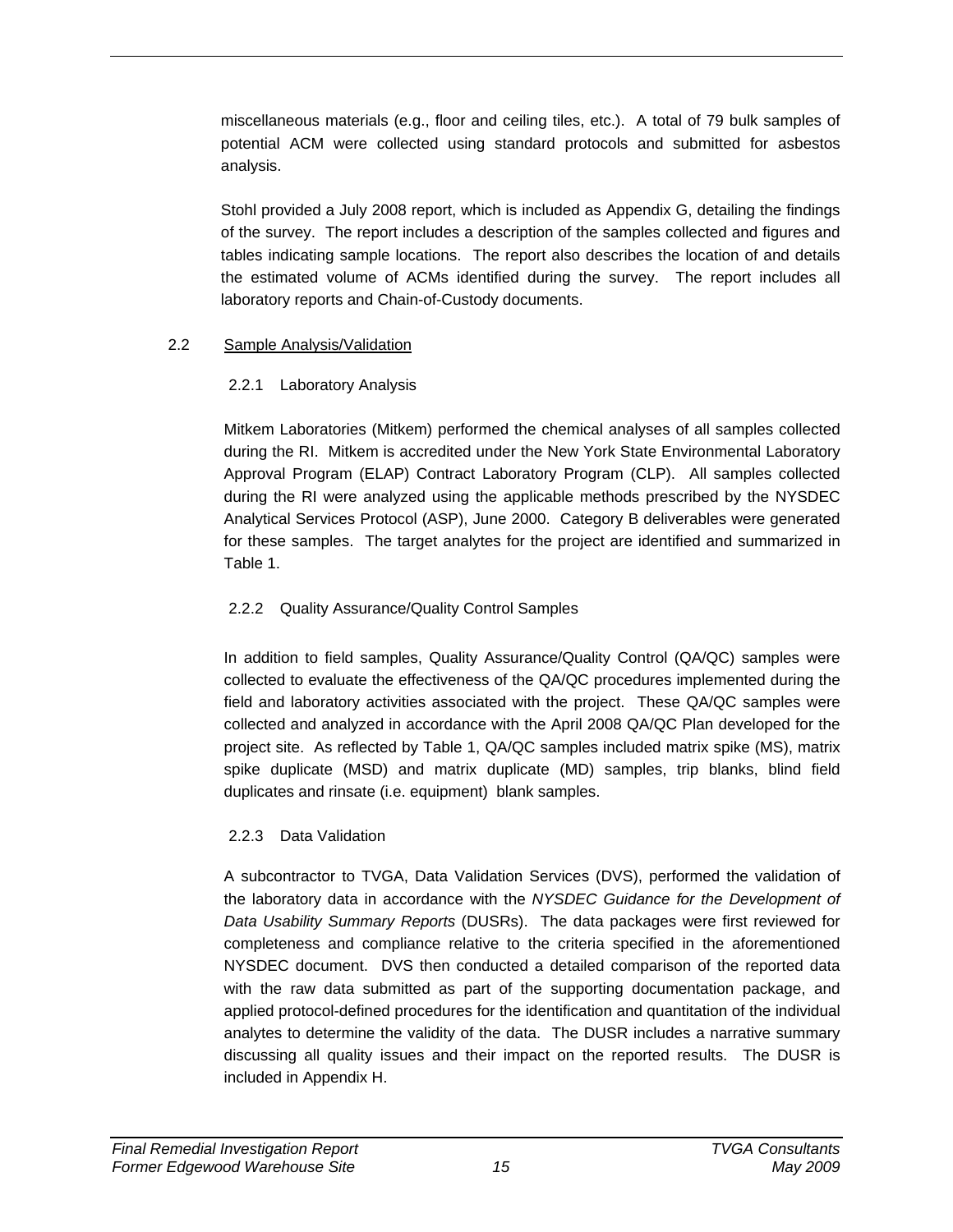miscellaneous materials (e.g., floor and ceiling tiles, etc.). A total of 79 bulk samples of potential ACM were collected using standard protocols and submitted for asbestos analysis.

Stohl provided a July 2008 report, which is included as Appendix G, detailing the findings of the survey. The report includes a description of the samples collected and figures and tables indicating sample locations. The report also describes the location of and details the estimated volume of ACMs identified during the survey. The report includes all laboratory reports and Chain-of-Custody documents.

## 2.2 Sample Analysis/Validation

### 2.2.1 Laboratory Analysis

Mitkem Laboratories (Mitkem) performed the chemical analyses of all samples collected during the RI. Mitkem is accredited under the New York State Environmental Laboratory Approval Program (ELAP) Contract Laboratory Program (CLP). All samples collected during the RI were analyzed using the applicable methods prescribed by the NYSDEC Analytical Services Protocol (ASP), June 2000. Category B deliverables were generated for these samples. The target analytes for the project are identified and summarized in Table 1.

### 2.2.2 Quality Assurance/Quality Control Samples

In addition to field samples, Quality Assurance/Quality Control (QA/QC) samples were collected to evaluate the effectiveness of the QA/QC procedures implemented during the field and laboratory activities associated with the project. These QA/QC samples were collected and analyzed in accordance with the April 2008 QA/QC Plan developed for the project site. As reflected by Table 1, QA/QC samples included matrix spike (MS), matrix spike duplicate (MSD) and matrix duplicate (MD) samples, trip blanks, blind field duplicates and rinsate (i.e. equipment) blank samples.

### 2.2.3 Data Validation

A subcontractor to TVGA, Data Validation Services (DVS), performed the validation of the laboratory data in accordance with the *NYSDEC Guidance for the Development of Data Usability Summary Reports* (DUSRs). The data packages were first reviewed for completeness and compliance relative to the criteria specified in the aforementioned NYSDEC document. DVS then conducted a detailed comparison of the reported data with the raw data submitted as part of the supporting documentation package, and applied protocol-defined procedures for the identification and quantitation of the individual analytes to determine the validity of the data. The DUSR includes a narrative summary discussing all quality issues and their impact on the reported results. The DUSR is included in Appendix H.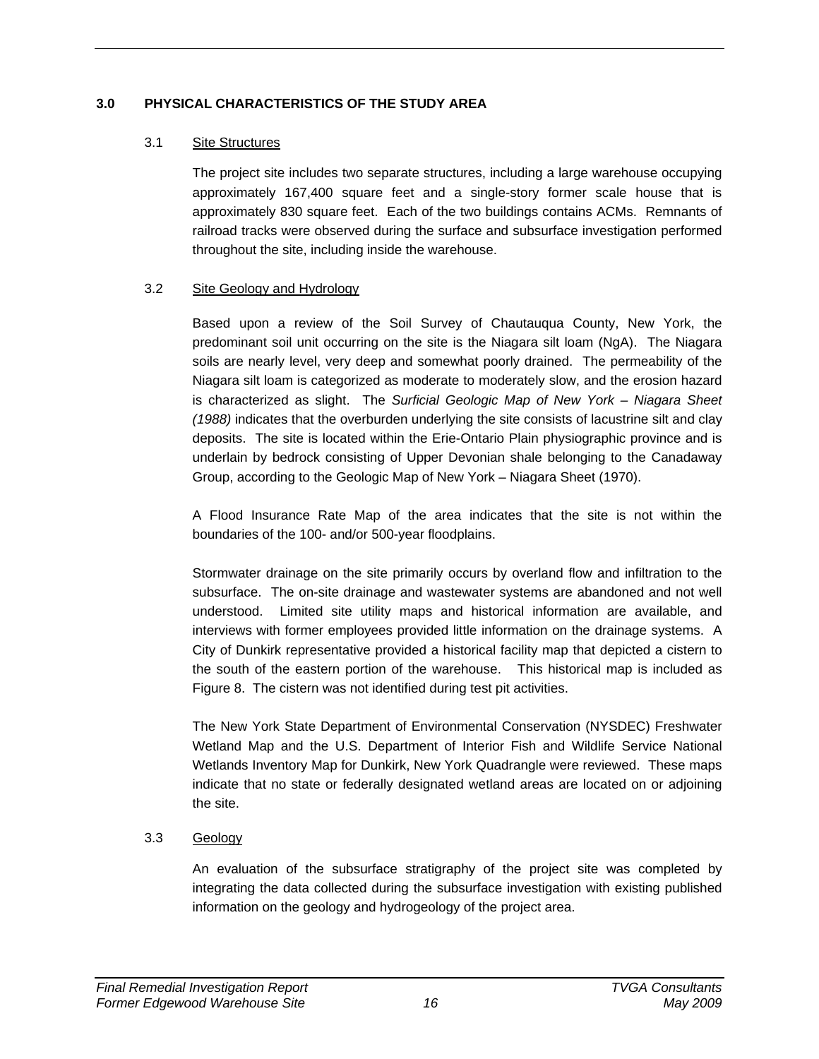## 3.0 PHYSICAL CHARACTERISTICS OF THE STUDY AREA

### 3.1 Site Structures

The project site includes two separate structures, including a large warehouse occupying approximately 167,400 square feet and a single-story former scale house that is approximately 830 square feet. Each of the two buildings contains ACMs. Remnants of railroad tracks were observed during the surface and subsurface investigation performed throughout the site, including inside the warehouse.

### 3.2 Site Geology and Hydrology

Based upon a review of the Soil Survey of Chautauqua County, New York, the predominant soil unit occurring on the site is the Niagara silt loam (NgA). The Niagara soils are nearly level, very deep and somewhat poorly drained. The permeability of the Niagara silt loam is categorized as moderate to moderately slow, and the erosion hazard is characterized as slight. The *Surficial Geologic Map of New York – Niagara Sheet (1988)* indicates that the overburden underlying the site consists of lacustrine silt and clay deposits. The site is located within the Erie-Ontario Plain physiographic province and is underlain by bedrock consisting of Upper Devonian shale belonging to the Canadaway Group, according to the Geologic Map of New York – Niagara Sheet (1970).

A Flood Insurance Rate Map of the area indicates that the site is not within the boundaries of the 100- and/or 500-year floodplains.

Stormwater drainage on the site primarily occurs by overland flow and infiltration to the subsurface. The on-site drainage and wastewater systems are abandoned and not well understood. Limited site utility maps and historical information are available, and interviews with former employees provided little information on the drainage systems. A City of Dunkirk representative provided a historical facility map that depicted a cistern to the south of the eastern portion of the warehouse. This historical map is included as Figure 8. The cistern was not identified during test pit activities.

The New York State Department of Environmental Conservation (NYSDEC) Freshwater Wetland Map and the U.S. Department of Interior Fish and Wildlife Service National Wetlands Inventory Map for Dunkirk, New York Quadrangle were reviewed. These maps indicate that no state or federally designated wetland areas are located on or adjoining the site.

### 3.3 Geology

An evaluation of the subsurface stratigraphy of the project site was completed by integrating the data collected during the subsurface investigation with existing published information on the geology and hydrogeology of the project area.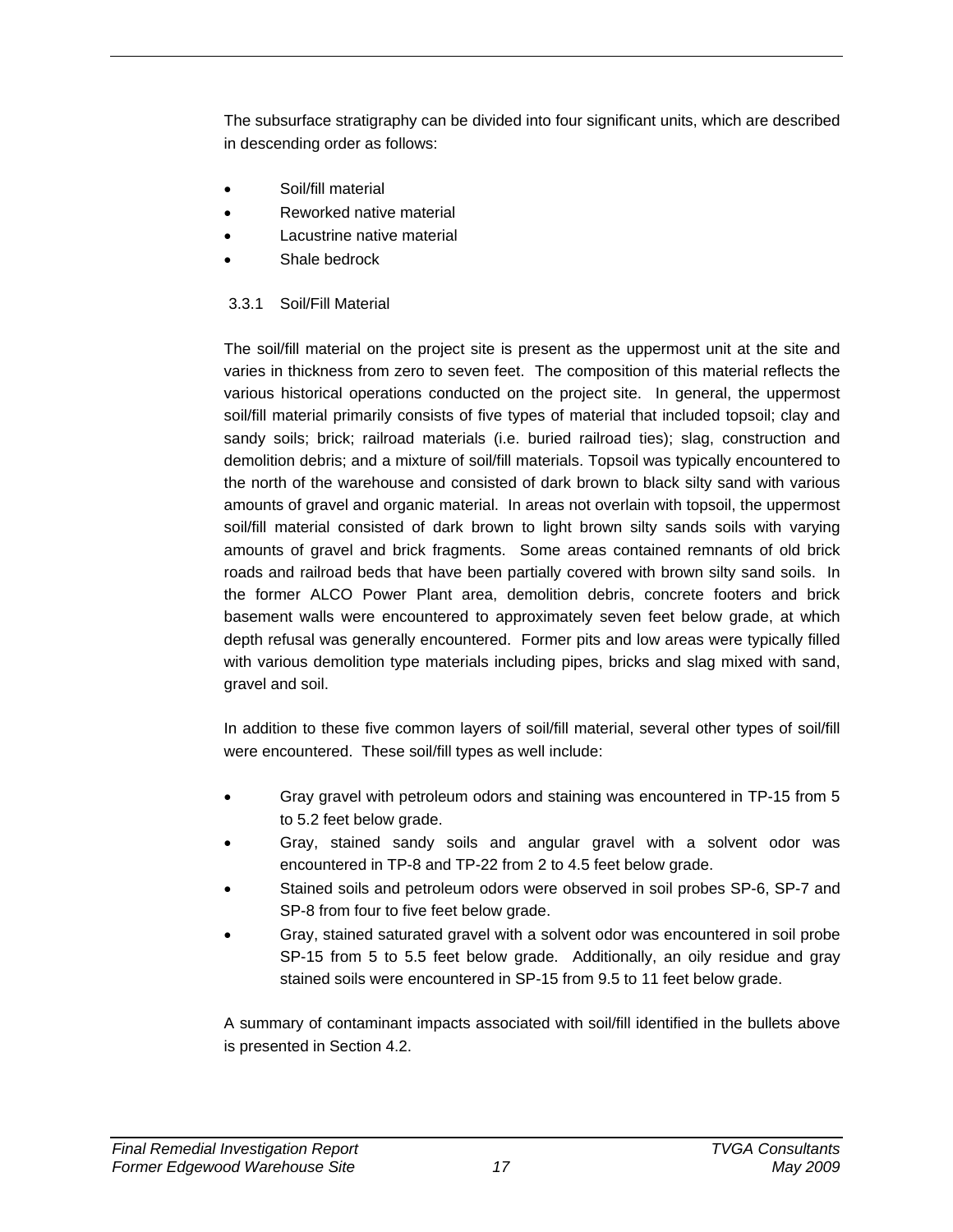The subsurface stratigraphy can be divided into four significant units, which are described in descending order as follows:

- Soil/fill material
- Reworked native material
- Lacustrine native material
- Shale bedrock

### 3.3.1 Soil/Fill Material

The soil/fill material on the project site is present as the uppermost unit at the site and varies in thickness from zero to seven feet. The composition of this material reflects the various historical operations conducted on the project site. In general, the uppermost soil/fill material primarily consists of five types of material that included topsoil; clay and sandy soils; brick; railroad materials (i.e. buried railroad ties); slag, construction and demolition debris; and a mixture of soil/fill materials. Topsoil was typically encountered to the north of the warehouse and consisted of dark brown to black silty sand with various amounts of gravel and organic material. In areas not overlain with topsoil, the uppermost soil/fill material consisted of dark brown to light brown silty sands soils with varying amounts of gravel and brick fragments. Some areas contained remnants of old brick roads and railroad beds that have been partially covered with brown silty sand soils. In the former ALCO Power Plant area, demolition debris, concrete footers and brick basement walls were encountered to approximately seven feet below grade, at which depth refusal was generally encountered. Former pits and low areas were typically filled with various demolition type materials including pipes, bricks and slag mixed with sand, gravel and soil.

In addition to these five common layers of soil/fill material, several other types of soil/fill were encountered. These soil/fill types as well include:

- Gray gravel with petroleum odors and staining was encountered in TP-15 from 5 to 5.2 feet below grade.
- Gray, stained sandy soils and angular gravel with a solvent odor was encountered in TP-8 and TP-22 from 2 to 4.5 feet below grade.
- Stained soils and petroleum odors were observed in soil probes SP-6, SP-7 and SP-8 from four to five feet below grade.
- Gray, stained saturated gravel with a solvent odor was encountered in soil probe SP-15 from 5 to 5.5 feet below grade. Additionally, an oily residue and gray stained soils were encountered in SP-15 from 9.5 to 11 feet below grade.

A summary of contaminant impacts associated with soil/fill identified in the bullets above is presented in Section 4.2.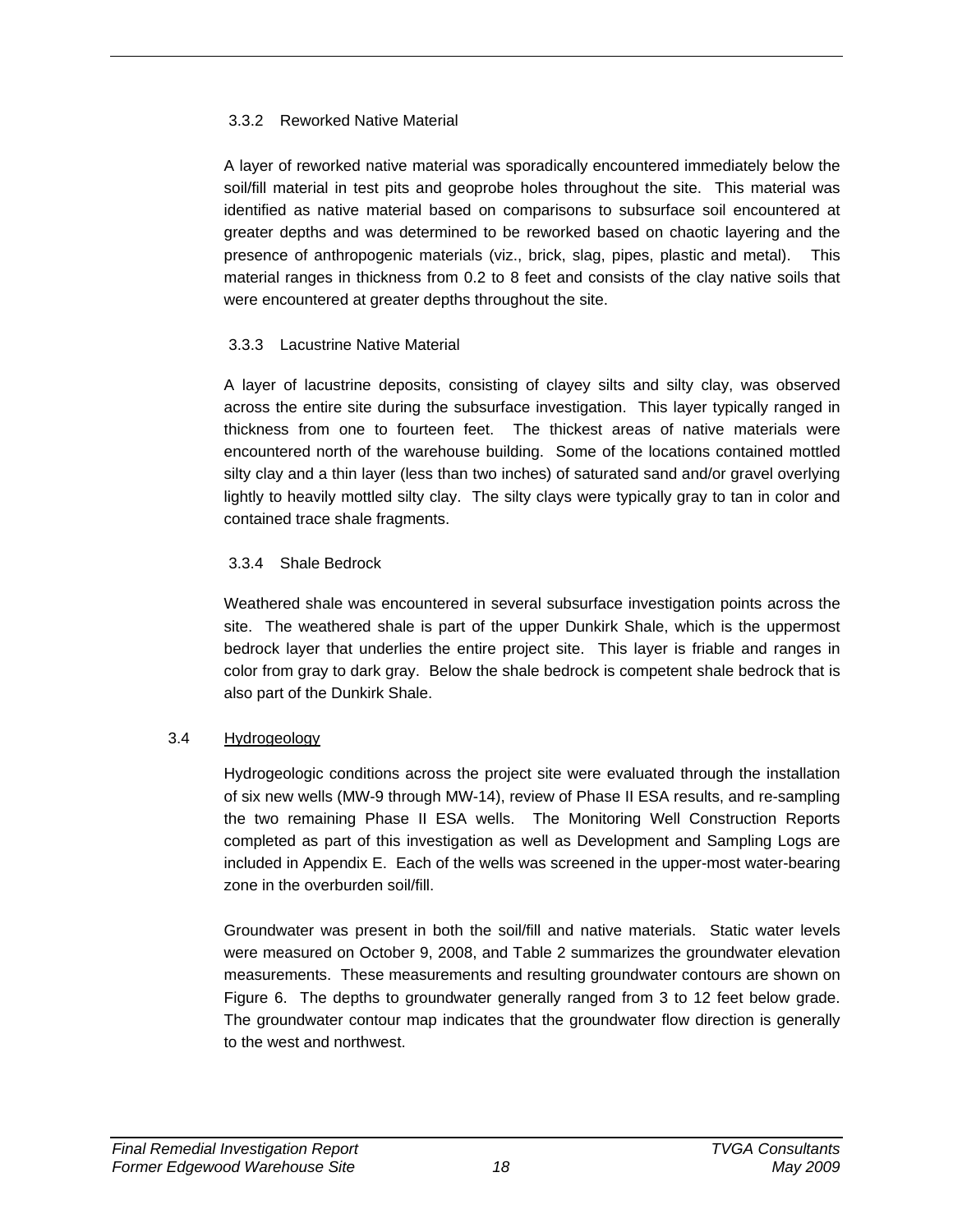### 3.3.2 Reworked Native Material

A layer of reworked native material was sporadically encountered immediately below the soil/fill material in test pits and geoprobe holes throughout the site. This material was identified as native material based on comparisons to subsurface soil encountered at greater depths and was determined to be reworked based on chaotic layering and the presence of anthropogenic materials (viz., brick, slag, pipes, plastic and metal). This material ranges in thickness from 0.2 to 8 feet and consists of the clay native soils that were encountered at greater depths throughout the site.

### 3.3.3 Lacustrine Native Material

A layer of lacustrine deposits, consisting of clayey silts and silty clay, was observed across the entire site during the subsurface investigation. This layer typically ranged in thickness from one to fourteen feet. The thickest areas of native materials were encountered north of the warehouse building. Some of the locations contained mottled silty clay and a thin layer (less than two inches) of saturated sand and/or gravel overlying lightly to heavily mottled silty clay. The silty clays were typically gray to tan in color and contained trace shale fragments.

### 3.3.4 Shale Bedrock

Weathered shale was encountered in several subsurface investigation points across the site. The weathered shale is part of the upper Dunkirk Shale, which is the uppermost bedrock layer that underlies the entire project site. This layer is friable and ranges in color from gray to dark gray. Below the shale bedrock is competent shale bedrock that is also part of the Dunkirk Shale.

## 3.4 Hydrogeology

Hydrogeologic conditions across the project site were evaluated through the installation of six new wells (MW-9 through MW-14), review of Phase II ESA results, and re-sampling the two remaining Phase II ESA wells. The Monitoring Well Construction Reports completed as part of this investigation as well as Development and Sampling Logs are included in Appendix E. Each of the wells was screened in the upper-most water-bearing zone in the overburden soil/fill.

Groundwater was present in both the soil/fill and native materials. Static water levels were measured on October 9, 2008, and Table 2 summarizes the groundwater elevation measurements. These measurements and resulting groundwater contours are shown on Figure 6. The depths to groundwater generally ranged from 3 to 12 feet below grade. The groundwater contour map indicates that the groundwater flow direction is generally to the west and northwest.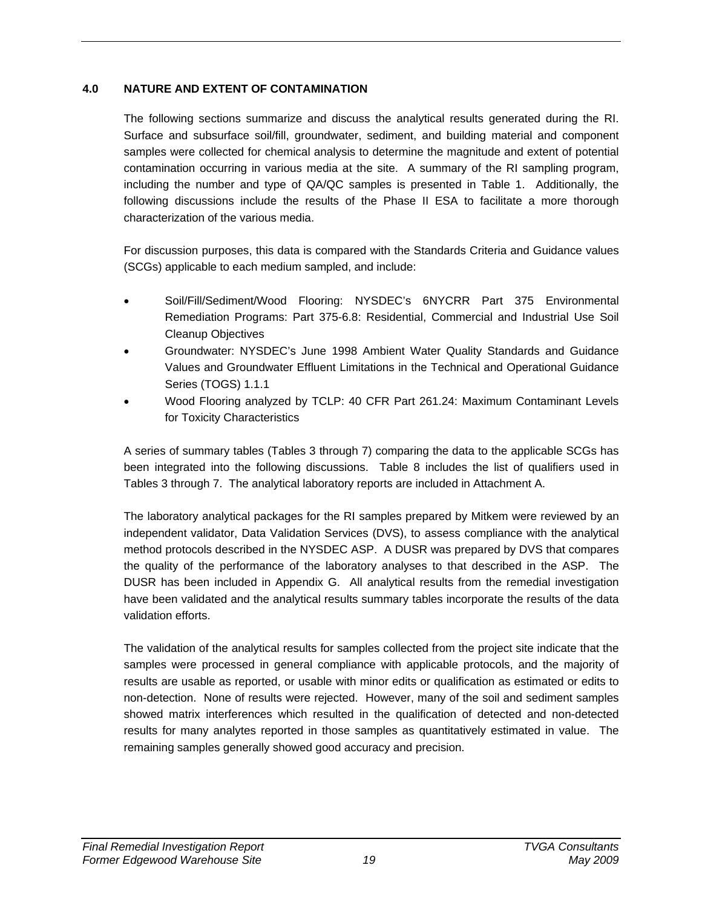# 4.0 NATURE AND EXTENT OF CONTAMINATION

The following sections summarize and discuss the analytical results generated during the RI. Surface and subsurface soil/fill, groundwater, sediment, and building material and component samples were collected for chemical analysis to determine the magnitude and extent of potential contamination occurring in various media at the site. A summary of the RI sampling program, including the number and type of QA/QC samples is presented in Table 1. Additionally, the following discussions include the results of the Phase II ESA to facilitate a more thorough characterization of the various media.

For discussion purposes, this data is compared with the Standards Criteria and Guidance values (SCGs) applicable to each medium sampled, and include:

- Soil/Fill/Sediment/Wood Flooring: NYSDEC's 6NYCRR Part 375 Environmental Remediation Programs: Part 375-6.8: Residential, Commercial and Industrial Use Soil Cleanup Objectives
- Groundwater: NYSDEC's June 1998 Ambient Water Quality Standards and Guidance Values and Groundwater Effluent Limitations in the Technical and Operational Guidance Series (TOGS) 1.1.1
- Wood Flooring analyzed by TCLP: 40 CFR Part 261.24: Maximum Contaminant Levels for Toxicity Characteristics

A series of summary tables (Tables 3 through 7) comparing the data to the applicable SCGs has been integrated into the following discussions. Table 8 includes the list of qualifiers used in Tables 3 through 7. The analytical laboratory reports are included in Attachment A.

The laboratory analytical packages for the RI samples prepared by Mitkem were reviewed by an independent validator, Data Validation Services (DVS), to assess compliance with the analytical method protocols described in the NYSDEC ASP. A DUSR was prepared by DVS that compares the quality of the performance of the laboratory analyses to that described in the ASP. The DUSR has been included in Appendix G. All analytical results from the remedial investigation have been validated and the analytical results summary tables incorporate the results of the data validation efforts.

The validation of the analytical results for samples collected from the project site indicate that the samples were processed in general compliance with applicable protocols, and the majority of results are usable as reported, or usable with minor edits or qualification as estimated or edits to non-detection. None of results were rejected. However, many of the soil and sediment samples showed matrix interferences which resulted in the qualification of detected and non-detected results for many analytes reported in those samples as quantitatively estimated in value. The remaining samples generally showed good accuracy and precision.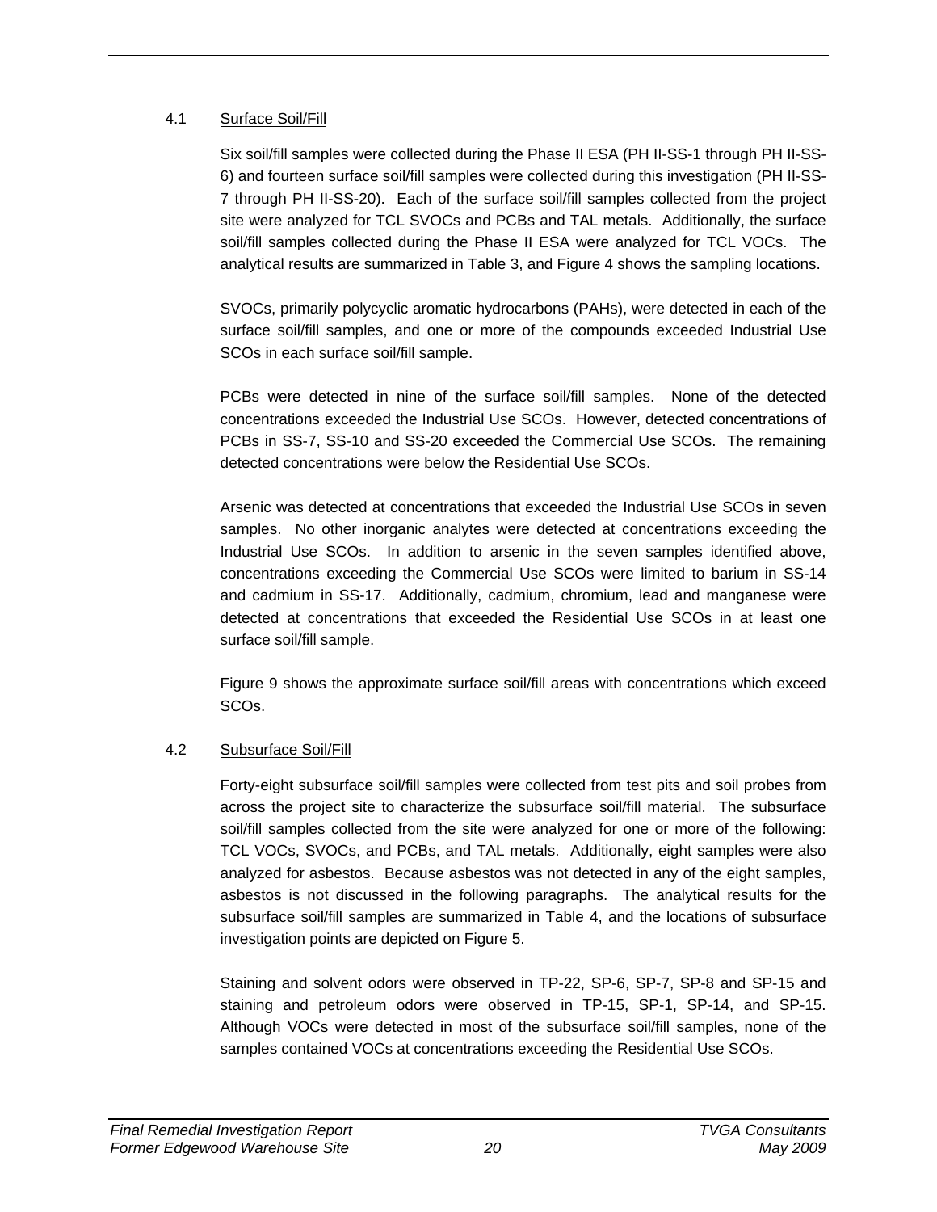### 4.1 Surface Soil/Fill

Six soil/fill samples were collected during the Phase II ESA (PH II-SS-1 through PH II-SS-6) and fourteen surface soil/fill samples were collected during this investigation (PH II-SS-7 through PH II-SS-20). Each of the surface soil/fill samples collected from the project site were analyzed for TCL SVOCs and PCBs and TAL metals. Additionally, the surface soil/fill samples collected during the Phase II ESA were analyzed for TCL VOCs. The analytical results are summarized in Table 3, and Figure 4 shows the sampling locations.

SVOCs, primarily polycyclic aromatic hydrocarbons (PAHs), were detected in each of the surface soil/fill samples, and one or more of the compounds exceeded Industrial Use SCOs in each surface soil/fill sample.

PCBs were detected in nine of the surface soil/fill samples. None of the detected concentrations exceeded the Industrial Use SCOs. However, detected concentrations of PCBs in SS-7, SS-10 and SS-20 exceeded the Commercial Use SCOs. The remaining detected concentrations were below the Residential Use SCOs.

Arsenic was detected at concentrations that exceeded the Industrial Use SCOs in seven samples. No other inorganic analytes were detected at concentrations exceeding the Industrial Use SCOs. In addition to arsenic in the seven samples identified above, concentrations exceeding the Commercial Use SCOs were limited to barium in SS-14 and cadmium in SS-17. Additionally, cadmium, chromium, lead and manganese were detected at concentrations that exceeded the Residential Use SCOs in at least one surface soil/fill sample.

Figure 9 shows the approximate surface soil/fill areas with concentrations which exceed SCOs.

### 4.2 Subsurface Soil/Fill

Forty-eight subsurface soil/fill samples were collected from test pits and soil probes from across the project site to characterize the subsurface soil/fill material. The subsurface soil/fill samples collected from the site were analyzed for one or more of the following: TCL VOCs, SVOCs, and PCBs, and TAL metals. Additionally, eight samples were also analyzed for asbestos. Because asbestos was not detected in any of the eight samples, asbestos is not discussed in the following paragraphs. The analytical results for the subsurface soil/fill samples are summarized in Table 4, and the locations of subsurface investigation points are depicted on Figure 5.

Staining and solvent odors were observed in TP-22, SP-6, SP-7, SP-8 and SP-15 and staining and petroleum odors were observed in TP-15, SP-1, SP-14, and SP-15. Although VOCs were detected in most of the subsurface soil/fill samples, none of the samples contained VOCs at concentrations exceeding the Residential Use SCOs.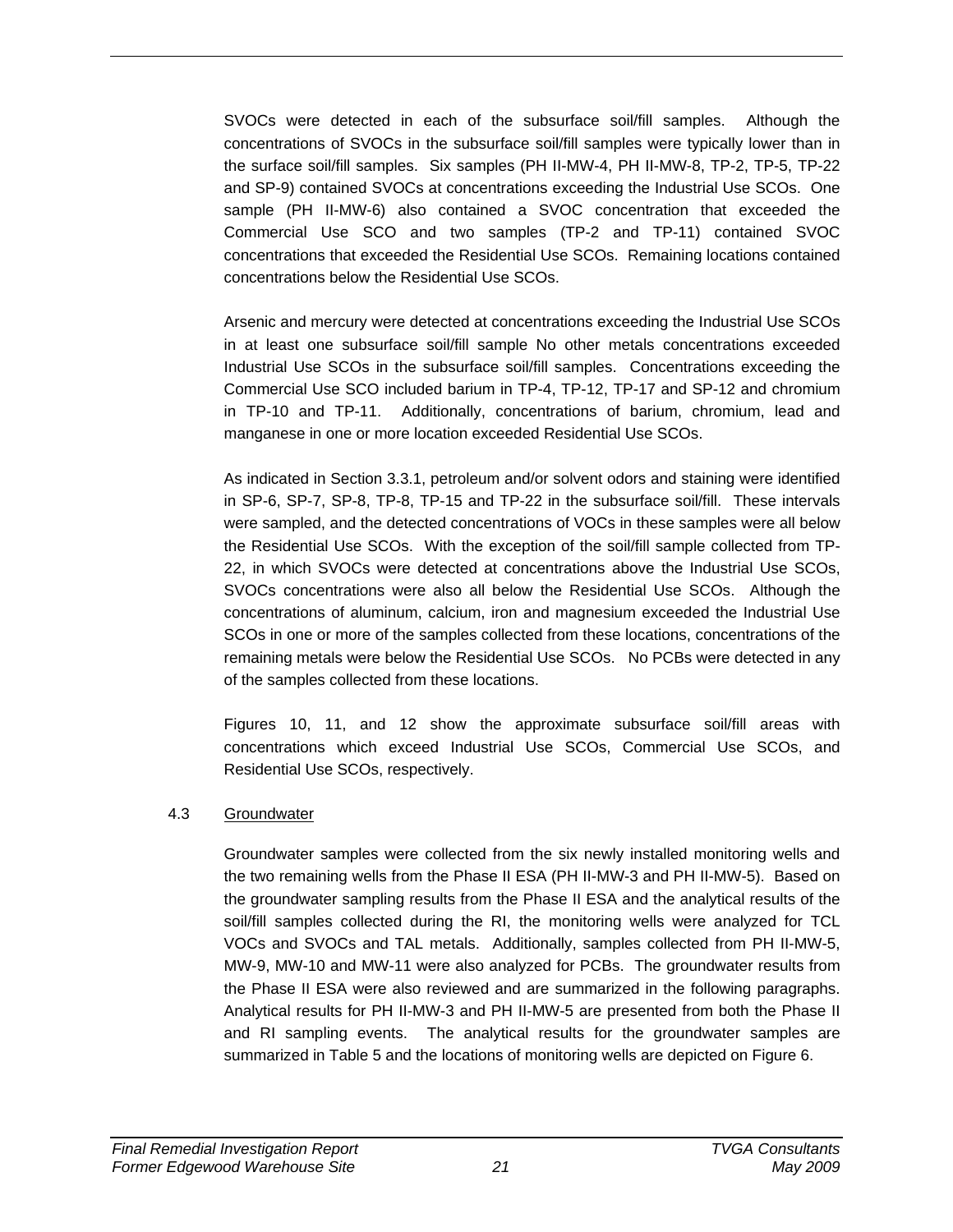SVOCs were detected in each of the subsurface soil/fill samples. Although the concentrations of SVOCs in the subsurface soil/fill samples were typically lower than in the surface soil/fill samples. Six samples (PH II-MW-4, PH II-MW-8, TP-2, TP-5, TP-22 and SP-9) contained SVOCs at concentrations exceeding the Industrial Use SCOs. One sample (PH II-MW-6) also contained a SVOC concentration that exceeded the Commercial Use SCO and two samples (TP-2 and TP-11) contained SVOC concentrations that exceeded the Residential Use SCOs. Remaining locations contained concentrations below the Residential Use SCOs.

Arsenic and mercury were detected at concentrations exceeding the Industrial Use SCOs in at least one subsurface soil/fill sample No other metals concentrations exceeded Industrial Use SCOs in the subsurface soil/fill samples. Concentrations exceeding the Commercial Use SCO included barium in TP-4, TP-12, TP-17 and SP-12 and chromium in TP-10 and TP-11. Additionally, concentrations of barium, chromium, lead and manganese in one or more location exceeded Residential Use SCOs.

As indicated in Section 3.3.1, petroleum and/or solvent odors and staining were identified in SP-6, SP-7, SP-8, TP-8, TP-15 and TP-22 in the subsurface soil/fill. These intervals were sampled, and the detected concentrations of VOCs in these samples were all below the Residential Use SCOs. With the exception of the soil/fill sample collected from TP-22, in which SVOCs were detected at concentrations above the Industrial Use SCOs, SVOCs concentrations were also all below the Residential Use SCOs. Although the concentrations of aluminum, calcium, iron and magnesium exceeded the Industrial Use SCOs in one or more of the samples collected from these locations, concentrations of the remaining metals were below the Residential Use SCOs. No PCBs were detected in any of the samples collected from these locations.

Figures 10, 11, and 12 show the approximate subsurface soil/fill areas with concentrations which exceed Industrial Use SCOs, Commercial Use SCOs, and Residential Use SCOs, respectively.

## 4.3 Groundwater

Groundwater samples were collected from the six newly installed monitoring wells and the two remaining wells from the Phase II ESA (PH II-MW-3 and PH II-MW-5). Based on the groundwater sampling results from the Phase II ESA and the analytical results of the soil/fill samples collected during the RI, the monitoring wells were analyzed for TCL VOCs and SVOCs and TAL metals. Additionally, samples collected from PH II-MW-5, MW-9, MW-10 and MW-11 were also analyzed for PCBs. The groundwater results from the Phase II ESA were also reviewed and are summarized in the following paragraphs. Analytical results for PH II-MW-3 and PH II-MW-5 are presented from both the Phase II and RI sampling events. The analytical results for the groundwater samples are summarized in Table 5 and the locations of monitoring wells are depicted on Figure 6.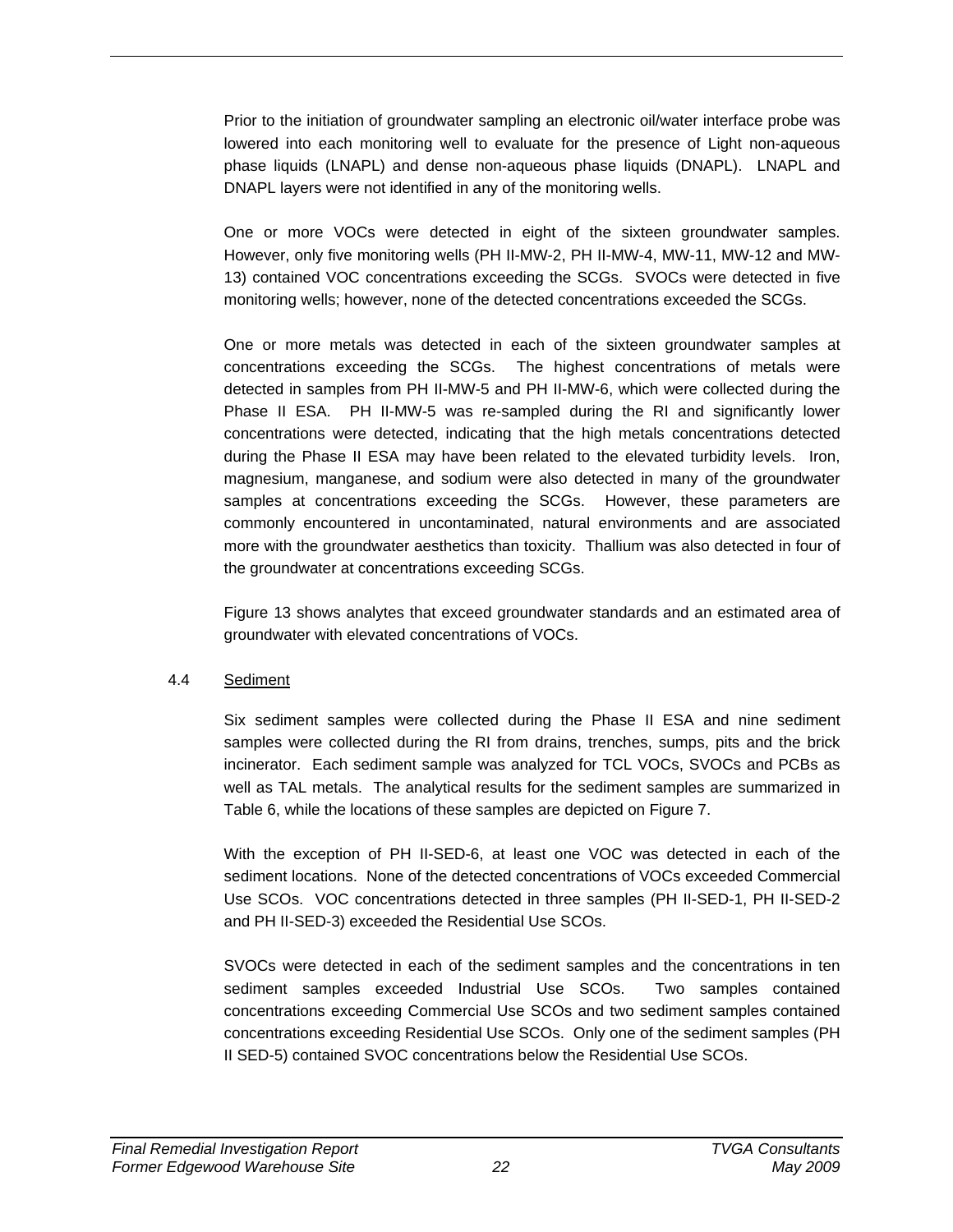Prior to the initiation of groundwater sampling an electronic oil/water interface probe was lowered into each monitoring well to evaluate for the presence of Light non-aqueous phase liquids (LNAPL) and dense non-aqueous phase liquids (DNAPL). LNAPL and DNAPL layers were not identified in any of the monitoring wells.

One or more VOCs were detected in eight of the sixteen groundwater samples. However, only five monitoring wells (PH II-MW-2, PH II-MW-4, MW-11, MW-12 and MW-13) contained VOC concentrations exceeding the SCGs. SVOCs were detected in five monitoring wells; however, none of the detected concentrations exceeded the SCGs.

One or more metals was detected in each of the sixteen groundwater samples at concentrations exceeding the SCGs. The highest concentrations of metals were detected in samples from PH II-MW-5 and PH II-MW-6, which were collected during the Phase II ESA. PH II-MW-5 was re-sampled during the RI and significantly lower concentrations were detected, indicating that the high metals concentrations detected during the Phase II ESA may have been related to the elevated turbidity levels. Iron, magnesium, manganese, and sodium were also detected in many of the groundwater samples at concentrations exceeding the SCGs. However, these parameters are commonly encountered in uncontaminated, natural environments and are associated more with the groundwater aesthetics than toxicity. Thallium was also detected in four of the groundwater at concentrations exceeding SCGs.

Figure 13 shows analytes that exceed groundwater standards and an estimated area of groundwater with elevated concentrations of VOCs.

## 4.4 Sediment

Six sediment samples were collected during the Phase II ESA and nine sediment samples were collected during the RI from drains, trenches, sumps, pits and the brick incinerator. Each sediment sample was analyzed for TCL VOCs, SVOCs and PCBs as well as TAL metals. The analytical results for the sediment samples are summarized in Table 6, while the locations of these samples are depicted on Figure 7.

With the exception of PH II-SED-6, at least one VOC was detected in each of the sediment locations. None of the detected concentrations of VOCs exceeded Commercial Use SCOs. VOC concentrations detected in three samples (PH II-SED-1, PH II-SED-2 and PH II-SED-3) exceeded the Residential Use SCOs.

SVOCs were detected in each of the sediment samples and the concentrations in ten sediment samples exceeded Industrial Use SCOs. Two samples contained concentrations exceeding Commercial Use SCOs and two sediment samples contained concentrations exceeding Residential Use SCOs. Only one of the sediment samples (PH II SED-5) contained SVOC concentrations below the Residential Use SCOs.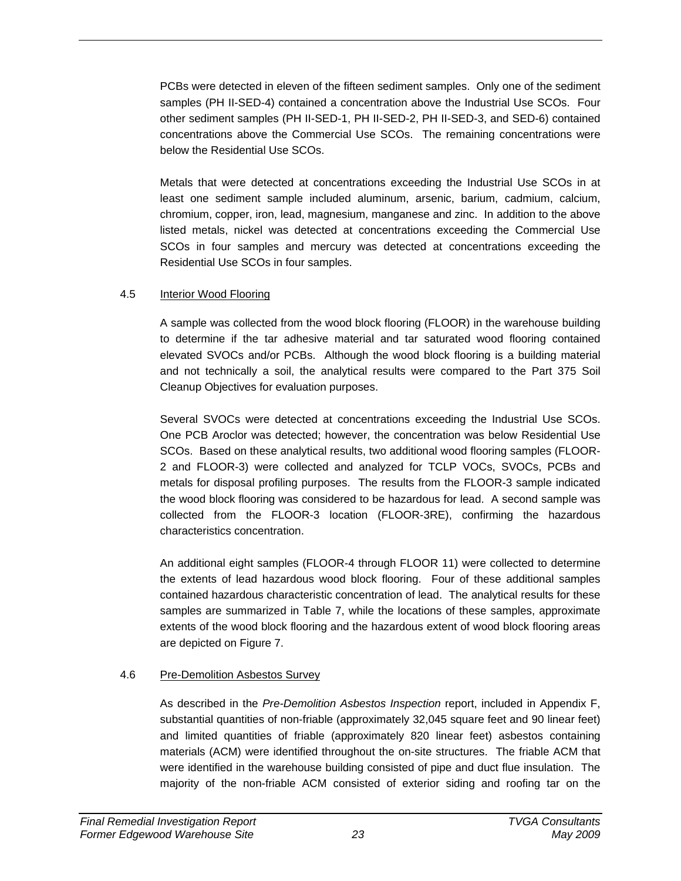PCBs were detected in eleven of the fifteen sediment samples. Only one of the sediment samples (PH II-SED-4) contained a concentration above the Industrial Use SCOs. Four other sediment samples (PH II-SED-1, PH II-SED-2, PH II-SED-3, and SED-6) contained concentrations above the Commercial Use SCOs. The remaining concentrations were below the Residential Use SCOs.

Metals that were detected at concentrations exceeding the Industrial Use SCOs in at least one sediment sample included aluminum, arsenic, barium, cadmium, calcium, chromium, copper, iron, lead, magnesium, manganese and zinc. In addition to the above listed metals, nickel was detected at concentrations exceeding the Commercial Use SCOs in four samples and mercury was detected at concentrations exceeding the Residential Use SCOs in four samples.

### 4.5 Interior Wood Flooring

A sample was collected from the wood block flooring (FLOOR) in the warehouse building to determine if the tar adhesive material and tar saturated wood flooring contained elevated SVOCs and/or PCBs. Although the wood block flooring is a building material and not technically a soil, the analytical results were compared to the Part 375 Soil Cleanup Objectives for evaluation purposes.

Several SVOCs were detected at concentrations exceeding the Industrial Use SCOs. One PCB Aroclor was detected; however, the concentration was below Residential Use SCOs. Based on these analytical results, two additional wood flooring samples (FLOOR-2 and FLOOR-3) were collected and analyzed for TCLP VOCs, SVOCs, PCBs and metals for disposal profiling purposes. The results from the FLOOR-3 sample indicated the wood block flooring was considered to be hazardous for lead. A second sample was collected from the FLOOR-3 location (FLOOR-3RE), confirming the hazardous characteristics concentration.

An additional eight samples (FLOOR-4 through FLOOR 11) were collected to determine the extents of lead hazardous wood block flooring. Four of these additional samples contained hazardous characteristic concentration of lead. The analytical results for these samples are summarized in Table 7, while the locations of these samples, approximate extents of the wood block flooring and the hazardous extent of wood block flooring areas are depicted on Figure 7.

### 4.6 Pre-Demolition Asbestos Survey

As described in the *Pre-Demolition Asbestos Inspection* report, included in Appendix F, substantial quantities of non-friable (approximately 32,045 square feet and 90 linear feet) and limited quantities of friable (approximately 820 linear feet) asbestos containing materials (ACM) were identified throughout the on-site structures. The friable ACM that were identified in the warehouse building consisted of pipe and duct flue insulation. The majority of the non-friable ACM consisted of exterior siding and roofing tar on the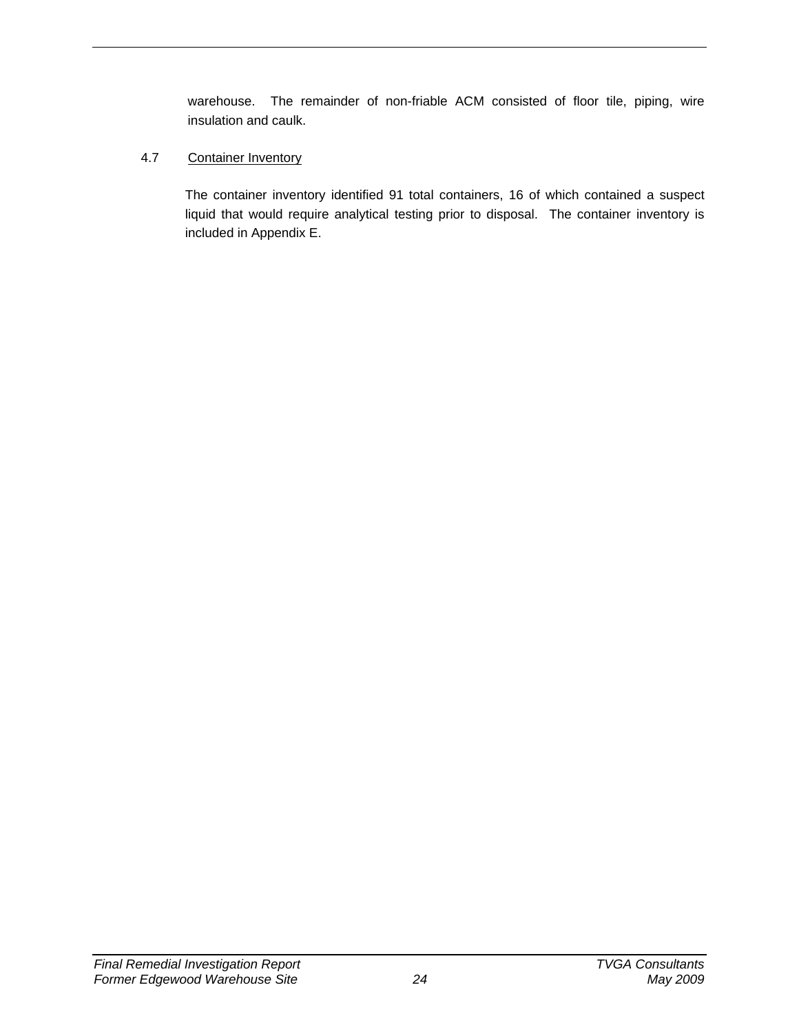warehouse. The remainder of non-friable ACM consisted of floor tile, piping, wire insulation and caulk.

### 4.7 Container Inventory

The container inventory identified 91 total containers, 16 of which contained a suspect liquid that would require analytical testing prior to disposal. The container inventory is included in Appendix E.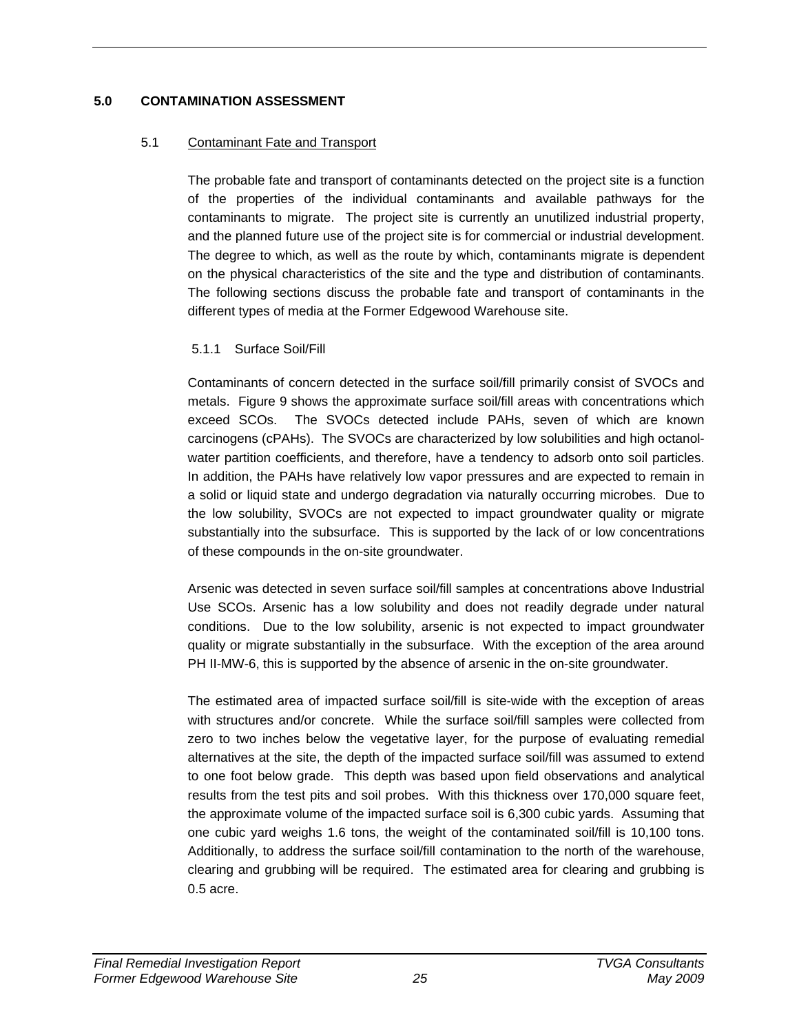# 5.0 CONTAMINATION ASSESSMENT

## 5.1 Contaminant Fate and Transport

The probable fate and transport of contaminants detected on the project site is a function of the properties of the individual contaminants and available pathways for the contaminants to migrate. The project site is currently an unutilized industrial property, and the planned future use of the project site is for commercial or industrial development. The degree to which, as well as the route by which, contaminants migrate is dependent on the physical characteristics of the site and the type and distribution of contaminants. The following sections discuss the probable fate and transport of contaminants in the different types of media at the Former Edgewood Warehouse site.

### 5.1.1 Surface Soil/Fill

Contaminants of concern detected in the surface soil/fill primarily consist of SVOCs and metals. Figure 9 shows the approximate surface soil/fill areas with concentrations which exceed SCOs. The SVOCs detected include PAHs, seven of which are known carcinogens (cPAHs). The SVOCs are characterized by low solubilities and high octanol-water partition coefficients, and therefore, have a tendency to adsorb onto soil particles. In addition, the PAHs have relatively low vapor pressures and are expected to remain in a solid or liquid state and undergo degradation via naturally occurring microbes. Due to the low solubility, SVOCs are not expected to impact groundwater quality or migrate substantially into the subsurface. This is supported by the lack of or low concentrations of these compounds in the on-site groundwater.

Arsenic was detected in seven surface soil/fill samples at concentrations above Industrial Use SCOs. Arsenic has a low solubility and does not readily degrade under natural conditions. Due to the low solubility, arsenic is not expected to impact groundwater quality or migrate substantially in the subsurface. With the exception of the area around PH II-MW-6, this is supported by the absence of arsenic in the on-site groundwater.

The estimated area of impacted surface soil/fill is site-wide with the exception of areas with structures and/or concrete. While the surface soil/fill samples were collected from zero to two inches below the vegetative layer, for the purpose of evaluating remedial alternatives at the site, the depth of the impacted surface soil/fill was assumed to extend to one foot below grade. This depth was based upon field observations and analytical results from the test pits and soil probes. With this thickness over 170,000 square feet, the approximate volume of the impacted surface soil is 6,300 cubic yards. Assuming that one cubic yard weighs 1.6 tons, the weight of the contaminated soil/fill is 10,100 tons. Additionally, to address the surface soil/fill contamination to the north of the warehouse, clearing and grubbing will be required. The estimated area for clearing and grubbing is 0.5 acre.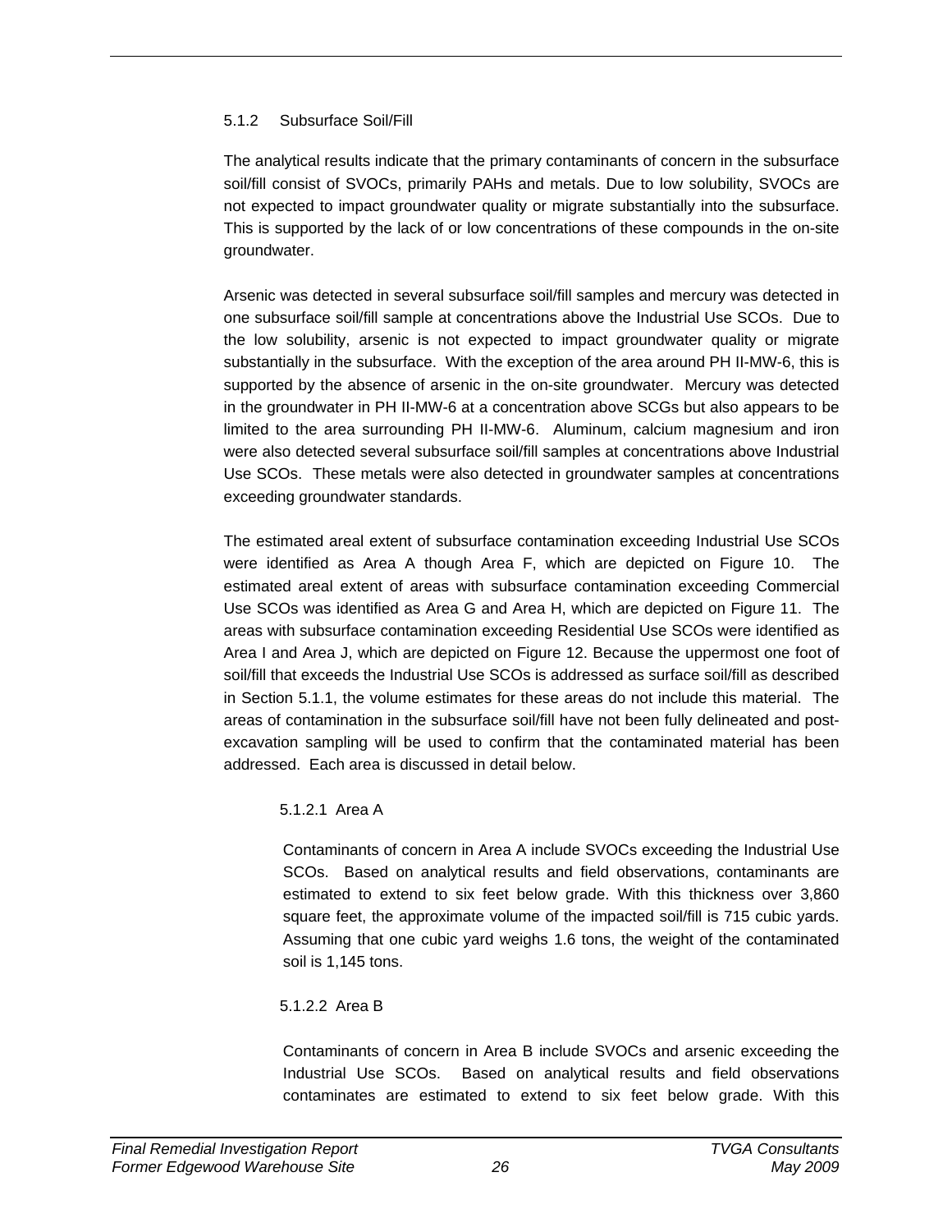#### 5.1.2 Subsurface Soil/Fill

The analytical results indicate that the primary contaminants of concern in the subsurface soil/fill consist of SVOCs, primarily PAHs and metals. Due to low solubility, SVOCs are not expected to impact groundwater quality or migrate substantially into the subsurface. This is supported by the lack of or low concentrations of these compounds in the on-site groundwater.

Arsenic was detected in several subsurface soil/fill samples and mercury was detected in one subsurface soil/fill sample at concentrations above the Industrial Use SCOs. Due to the low solubility, arsenic is not expected to impact groundwater quality or migrate substantially in the subsurface. With the exception of the area around PH II-MW-6, this is supported by the absence of arsenic in the on-site groundwater. Mercury was detected in the groundwater in PH II-MW-6 at a concentration above SCGs but also appears to be limited to the area surrounding PH II-MW-6. Aluminum, calcium magnesium and iron were also detected several subsurface soil/fill samples at concentrations above Industrial Use SCOs. These metals were also detected in groundwater samples at concentrations exceeding groundwater standards.

The estimated areal extent of subsurface contamination exceeding Industrial Use SCOs were identified as Area A though Area F, which are depicted on Figure 10. The estimated areal extent of areas with subsurface contamination exceeding Commercial Use SCOs was identified as Area G and Area H, which are depicted on Figure 11. The areas with subsurface contamination exceeding Residential Use SCOs were identified as Area I and Area J, which are depicted on Figure 12. Because the uppermost one foot of soil/fill that exceeds the Industrial Use SCOs is addressed as surface soil/fill as described in Section 5.1.1, the volume estimates for these areas do not include this material. The areas of contamination in the subsurface soil/fill have not been fully delineated and post-excavation sampling will be used to confirm that the contaminated material has been addressed. Each area is discussed in detail below.

##### 5.1.2.1 Area A

Contaminants of concern in Area A include SVOCs exceeding the Industrial Use SCOs. Based on analytical results and field observations, contaminants are estimated to extend to six feet below grade. With this thickness over 3,860 square feet, the approximate volume of the impacted soil/fill is 715 cubic yards. Assuming that one cubic yard weighs 1.6 tons, the weight of the contaminated soil is 1,145 tons.

##### 5.1.2.2 Area B

Contaminants of concern in Area B include SVOCs and arsenic exceeding the Industrial Use SCOs. Based on analytical results and field observations contaminates are estimated to extend to six feet below grade. With this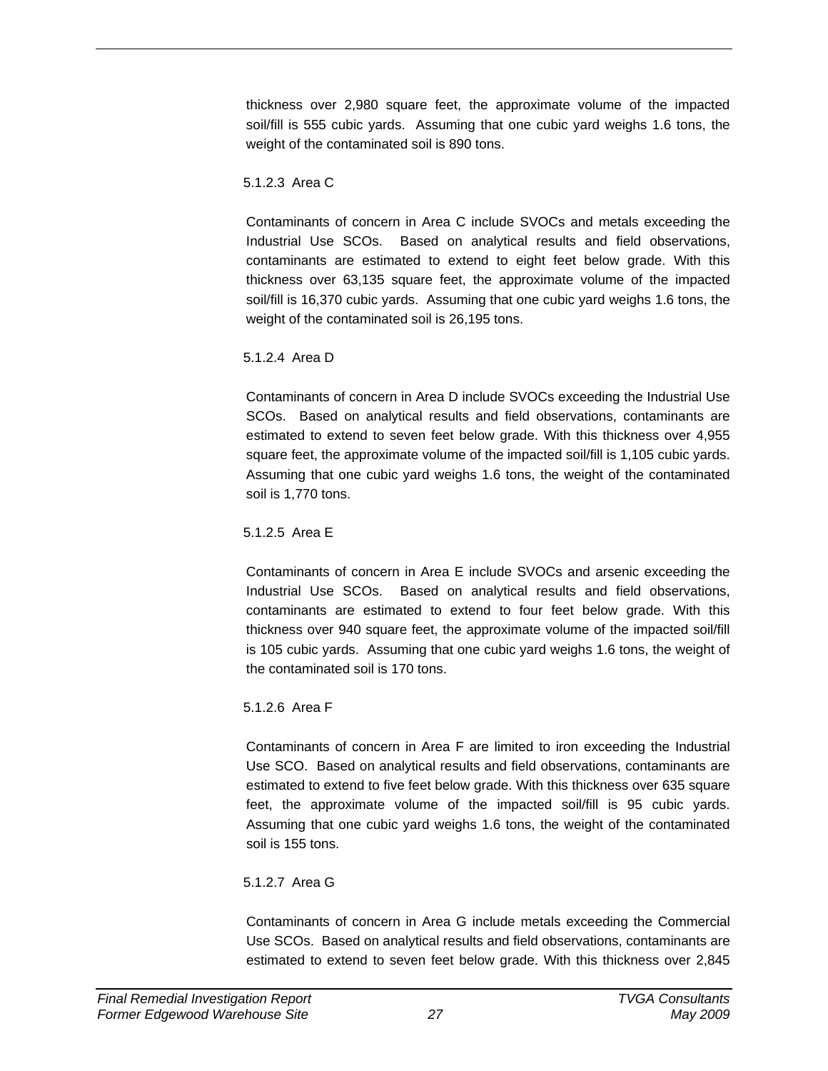thickness over 2,980 square feet, the approximate volume of the impacted soil/fill is 555 cubic yards. Assuming that one cubic yard weighs 1.6 tons, the weight of the contaminated soil is 890 tons.

#### 5.1.2.3 Area C

Contaminants of concern in Area C include SVOCs and metals exceeding the Industrial Use SCOs. Based on analytical results and field observations, contaminants are estimated to extend to eight feet below grade. With this thickness over 63,135 square feet, the approximate volume of the impacted soil/fill is 16,370 cubic yards. Assuming that one cubic yard weighs 1.6 tons, the weight of the contaminated soil is 26,195 tons.

#### 5.1.2.4 Area D

Contaminants of concern in Area D include SVOCs exceeding the Industrial Use SCOs. Based on analytical results and field observations, contaminants are estimated to extend to seven feet below grade. With this thickness over 4,955 square feet, the approximate volume of the impacted soil/fill is 1,105 cubic yards. Assuming that one cubic yard weighs 1.6 tons, the weight of the contaminated soil is 1,770 tons.

#### 5.1.2.5 Area E

Contaminants of concern in Area E include SVOCs and arsenic exceeding the Industrial Use SCOs. Based on analytical results and field observations, contaminants are estimated to extend to four feet below grade. With this thickness over 940 square feet, the approximate volume of the impacted soil/fill is 105 cubic yards. Assuming that one cubic yard weighs 1.6 tons, the weight of the contaminated soil is 170 tons.

#### 5.1.2.6 Area F

Contaminants of concern in Area F are limited to iron exceeding the Industrial Use SCO. Based on analytical results and field observations, contaminants are estimated to extend to five feet below grade. With this thickness over 635 square feet, the approximate volume of the impacted soil/fill is 95 cubic yards. Assuming that one cubic yard weighs 1.6 tons, the weight of the contaminated soil is 155 tons.

#### 5.1.2.7 Area G

Contaminants of concern in Area G include metals exceeding the Commercial Use SCOs. Based on analytical results and field observations, contaminants are estimated to extend to seven feet below grade. With this thickness over 2,845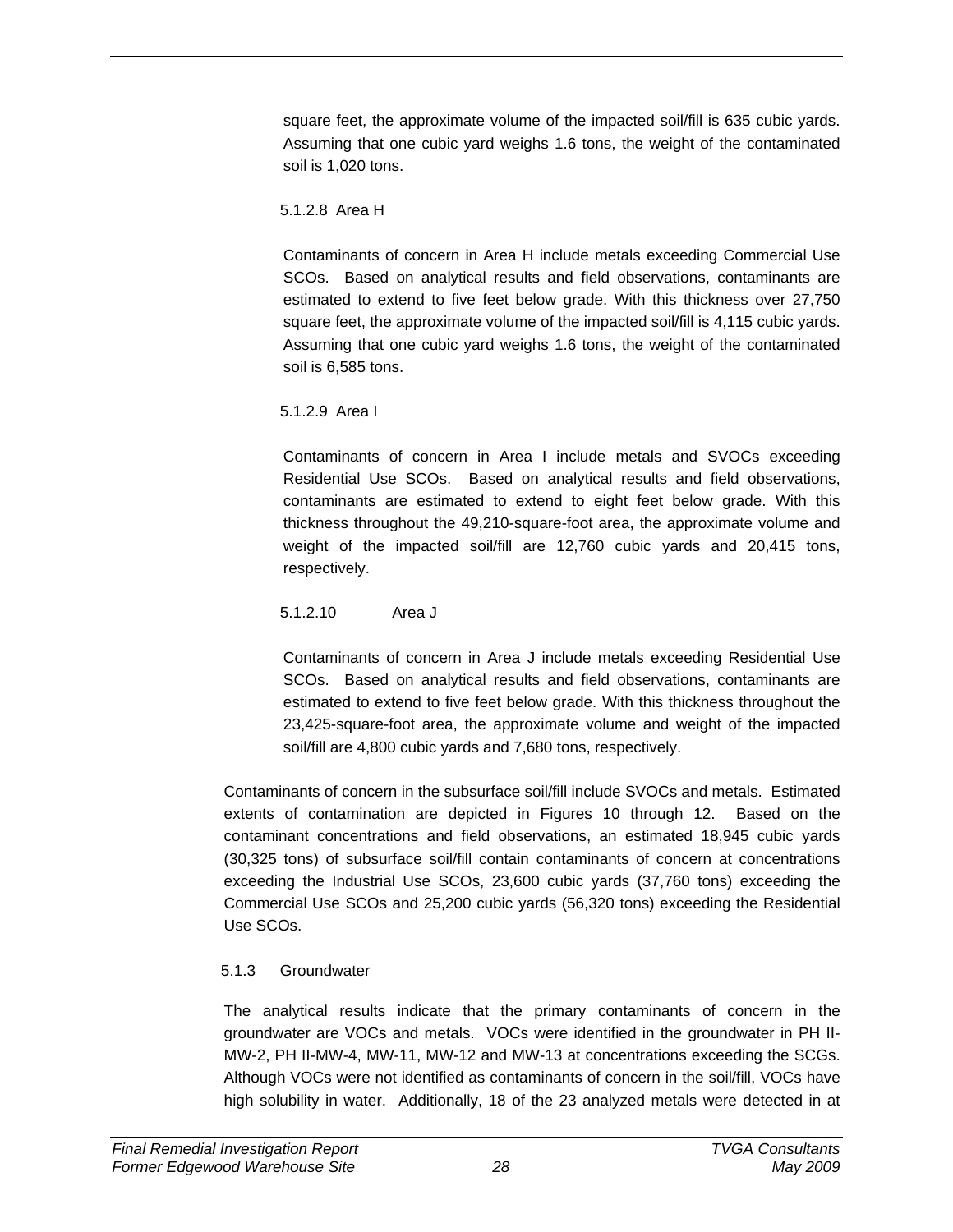square feet, the approximate volume of the impacted soil/fill is 635 cubic yards. Assuming that one cubic yard weighs 1.6 tons, the weight of the contaminated soil is 1,020 tons.

##### 5.1.2.8 Area H

Contaminants of concern in Area H include metals exceeding Commercial Use SCOs. Based on analytical results and field observations, contaminants are estimated to extend to five feet below grade. With this thickness over 27,750 square feet, the approximate volume of the impacted soil/fill is 4,115 cubic yards. Assuming that one cubic yard weighs 1.6 tons, the weight of the contaminated soil is 6,585 tons.

##### 5.1.2.9 Area I

Contaminants of concern in Area I include metals and SVOCs exceeding Residential Use SCOs. Based on analytical results and field observations, contaminants are estimated to extend to eight feet below grade. With this thickness throughout the 49,210-square-foot area, the approximate volume and weight of the impacted soil/fill are 12,760 cubic yards and 20,415 tons, respectively.

##### 5.1.2.10 Area J

Contaminants of concern in Area J include metals exceeding Residential Use SCOs. Based on analytical results and field observations, contaminants are estimated to extend to five feet below grade. With this thickness throughout the 23,425-square-foot area, the approximate volume and weight of the impacted soil/fill are 4,800 cubic yards and 7,680 tons, respectively.

Contaminants of concern in the subsurface soil/fill include SVOCs and metals. Estimated extents of contamination are depicted in Figures 10 through 12. Based on the contaminant concentrations and field observations, an estimated 18,945 cubic yards (30,325 tons) of subsurface soil/fill contain contaminants of concern at concentrations exceeding the Industrial Use SCOs, 23,600 cubic yards (37,760 tons) exceeding the Commercial Use SCOs and 25,200 cubic yards (56,320 tons) exceeding the Residential Use SCOs.

#### 5.1.3 Groundwater

The analytical results indicate that the primary contaminants of concern in the groundwater are VOCs and metals. VOCs were identified in the groundwater in PH II-MW-2, PH II-MW-4, MW-11, MW-12 and MW-13 at concentrations exceeding the SCGs. Although VOCs were not identified as contaminants of concern in the soil/fill, VOCs have high solubility in water. Additionally, 18 of the 23 analyzed metals were detected in at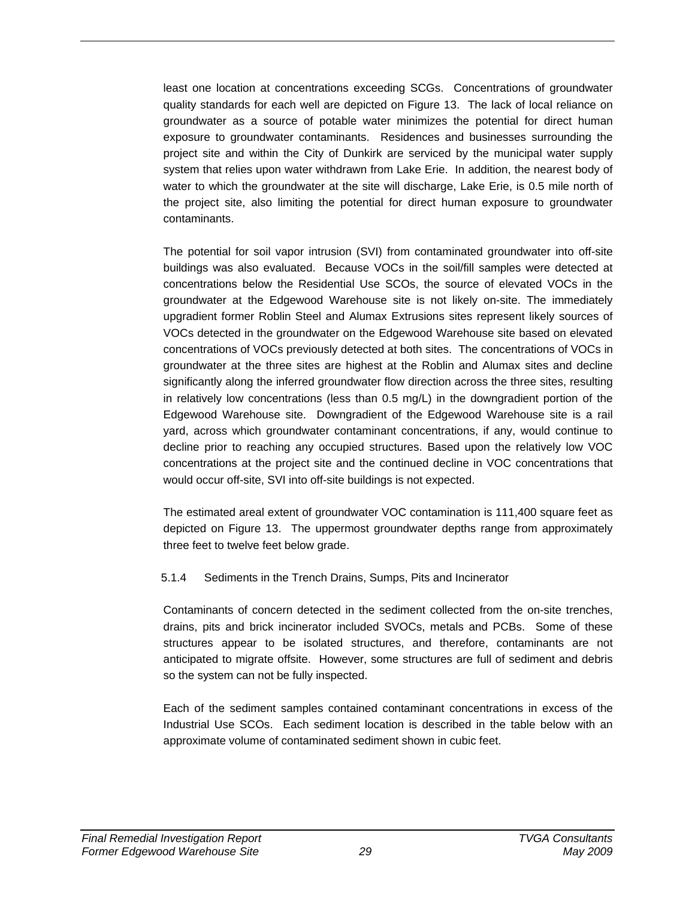least one location at concentrations exceeding SCGs. Concentrations of groundwater quality standards for each well are depicted on Figure 13. The lack of local reliance on groundwater as a source of potable water minimizes the potential for direct human exposure to groundwater contaminants. Residences and businesses surrounding the project site and within the City of Dunkirk are serviced by the municipal water supply system that relies upon water withdrawn from Lake Erie. In addition, the nearest body of water to which the groundwater at the site will discharge, Lake Erie, is 0.5 mile north of the project site, also limiting the potential for direct human exposure to groundwater contaminants.

The potential for soil vapor intrusion (SVI) from contaminated groundwater into off-site buildings was also evaluated. Because VOCs in the soil/fill samples were detected at concentrations below the Residential Use SCOs, the source of elevated VOCs in the groundwater at the Edgewood Warehouse site is not likely on-site. The immediately upgradient former Roblin Steel and Alumax Extrusions sites represent likely sources of VOCs detected in the groundwater on the Edgewood Warehouse site based on elevated concentrations of VOCs previously detected at both sites. The concentrations of VOCs in groundwater at the three sites are highest at the Roblin and Alumax sites and decline significantly along the inferred groundwater flow direction across the three sites, resulting in relatively low concentrations (less than 0.5 mg/L) in the downgradient portion of the Edgewood Warehouse site. Downgradient of the Edgewood Warehouse site is a rail yard, across which groundwater contaminant concentrations, if any, would continue to decline prior to reaching any occupied structures. Based upon the relatively low VOC concentrations at the project site and the continued decline in VOC concentrations that would occur off-site, SVI into off-site buildings is not expected.

The estimated areal extent of groundwater VOC contamination is 111,400 square feet as depicted on Figure 13. The uppermost groundwater depths range from approximately three feet to twelve feet below grade.

#### 5.1.4 Sediments in the Trench Drains, Sumps, Pits and Incinerator

Contaminants of concern detected in the sediment collected from the on-site trenches, drains, pits and brick incinerator included SVOCs, metals and PCBs. Some of these structures appear to be isolated structures, and therefore, contaminants are not anticipated to migrate offsite. However, some structures are full of sediment and debris so the system can not be fully inspected.

Each of the sediment samples contained contaminant concentrations in excess of the Industrial Use SCOs. Each sediment location is described in the table below with an approximate volume of contaminated sediment shown in cubic feet.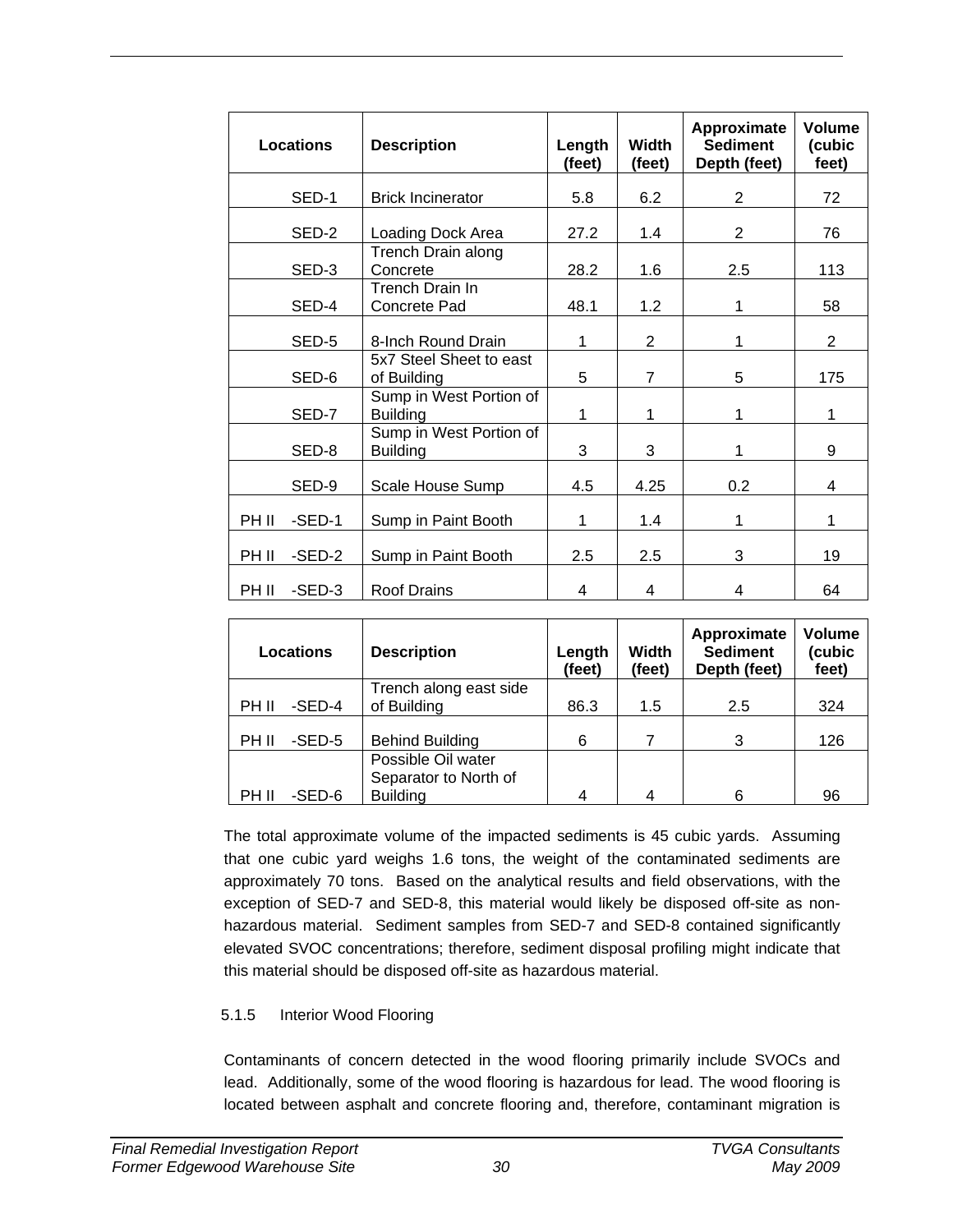| Locations | Description | Length (feet) | Width (feet) | Approximate Sediment Depth (feet) | Volume (cubic feet) |
|---|---|---|---|---|---|
| SED-1 | Brick Incinerator | 5.8 | 6.2 | 2 | 72 |
| SED-2 | Loading Dock Area | 27.2 | 1.4 | 2 | 76 |
| SED-3 | Trench Drain along Concrete | 28.2 | 1.6 | 2.5 | 113 |
| SED-4 | Trench Drain In Concrete Pad | 48.1 | 1.2 | 1 | 58 |
| SED-5 | 8-Inch Round Drain | 1 | 2 | 1 | 2 |
| SED-6 | 5x7 Steel Sheet to east of Building | 5 | 7 | 5 | 175 |
| SED-7 | Sump in West Portion of Building | 1 | 1 | 1 | 1 |
| SED-8 | Sump in West Portion of Building | 3 | 3 | 1 | 9 |
| SED-9 | Scale House Sump | 4.5 | 4.25 | 0.2 | 4 |
| PH II -SED-1 | Sump in Paint Booth | 1 | 1.4 | 1 | 1 |
| PH II -SED-2 | Sump in Paint Booth | 2.5 | 2.5 | 3 | 19 |
| PH II -SED-3 | Roof Drains | 4 | 4 | 4 | 64 |
| PH II -SED-4 | Trench along east side of Building | 86.3 | 1.5 | 2.5 | 324 |
| PH II -SED-5 | Behind Building | 6 | 7 | 3 | 126 |
| PH II -SED-6 | Possible Oil water Separator to North of Building | 4 | 4 | 6 | 96 |

The total approximate volume of the impacted sediments is 45 cubic yards. Assuming that one cubic yard weighs 1.6 tons, the weight of the contaminated sediments are approximately 70 tons. Based on the analytical results and field observations, with the exception of SED-7 and SED-8, this material would likely be disposed off-site as non-hazardous material. Sediment samples from SED-7 and SED-8 contained significantly elevated SVOC concentrations; therefore, sediment disposal profiling might indicate that this material should be disposed off-site as hazardous material.

### 5.1.5 Interior Wood Flooring

Contaminants of concern detected in the wood flooring primarily include SVOCs and lead. Additionally, some of the wood flooring is hazardous for lead. The wood flooring is located between asphalt and concrete flooring and, therefore, contaminant migration is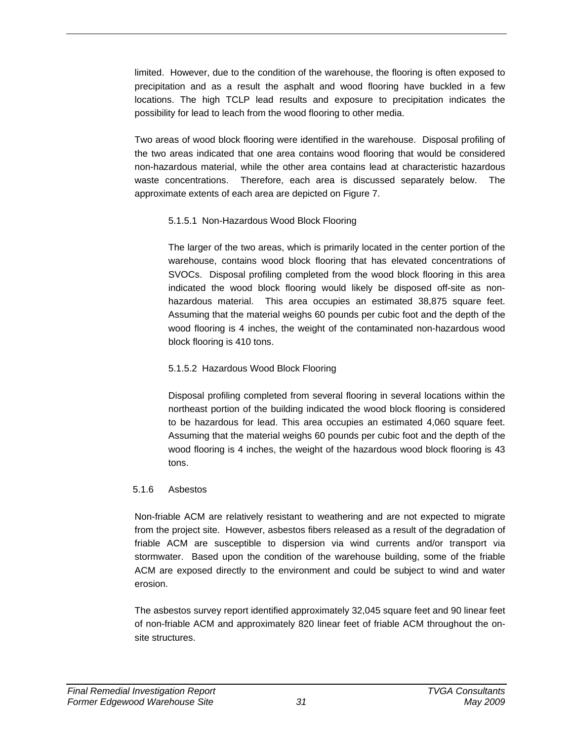limited. However, due to the condition of the warehouse, the flooring is often exposed to precipitation and as a result the asphalt and wood flooring have buckled in a few locations. The high TCLP lead results and exposure to precipitation indicates the possibility for lead to leach from the wood flooring to other media.

Two areas of wood block flooring were identified in the warehouse. Disposal profiling of the two areas indicated that one area contains wood flooring that would be considered non-hazardous material, while the other area contains lead at characteristic hazardous waste concentrations. Therefore, each area is discussed separately below. The approximate extents of each area are depicted on Figure 7.

#### 5.1.5.1 Non-Hazardous Wood Block Flooring

The larger of the two areas, which is primarily located in the center portion of the warehouse, contains wood block flooring that has elevated concentrations of SVOCs. Disposal profiling completed from the wood block flooring in this area indicated the wood block flooring would likely be disposed off-site as non-hazardous material. This area occupies an estimated 38,875 square feet. Assuming that the material weighs 60 pounds per cubic foot and the depth of the wood flooring is 4 inches, the weight of the contaminated non-hazardous wood block flooring is 410 tons.

#### 5.1.5.2 Hazardous Wood Block Flooring

Disposal profiling completed from several flooring in several locations within the northeast portion of the building indicated the wood block flooring is considered to be hazardous for lead. This area occupies an estimated 4,060 square feet. Assuming that the material weighs 60 pounds per cubic foot and the depth of the wood flooring is 4 inches, the weight of the hazardous wood block flooring is 43 tons.

### 5.1.6 Asbestos

Non-friable ACM are relatively resistant to weathering and are not expected to migrate from the project site. However, asbestos fibers released as a result of the degradation of friable ACM are susceptible to dispersion via wind currents and/or transport via stormwater. Based upon the condition of the warehouse building, some of the friable ACM are exposed directly to the environment and could be subject to wind and water erosion.

The asbestos survey report identified approximately 32,045 square feet and 90 linear feet of non-friable ACM and approximately 820 linear feet of friable ACM throughout the on-site structures.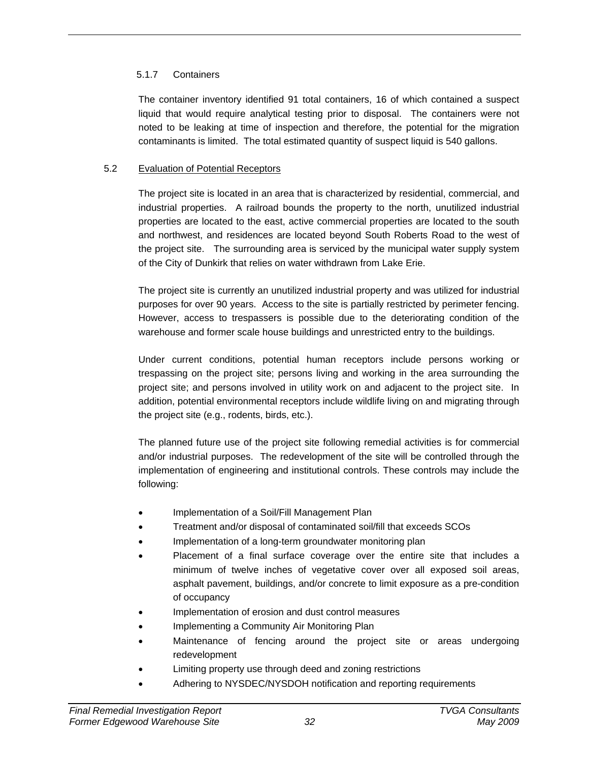#### 5.1.7 Containers

The container inventory identified 91 total containers, 16 of which contained a suspect liquid that would require analytical testing prior to disposal. The containers were not noted to be leaking at time of inspection and therefore, the potential for the migration contaminants is limited. The total estimated quantity of suspect liquid is 540 gallons.

### 5.2 Evaluation of Potential Receptors

The project site is located in an area that is characterized by residential, commercial, and industrial properties. A railroad bounds the property to the north, unutilized industrial properties are located to the east, active commercial properties are located to the south and northwest, and residences are located beyond South Roberts Road to the west of the project site. The surrounding area is serviced by the municipal water supply system of the City of Dunkirk that relies on water withdrawn from Lake Erie.

The project site is currently an unutilized industrial property and was utilized for industrial purposes for over 90 years. Access to the site is partially restricted by perimeter fencing. However, access to trespassers is possible due to the deteriorating condition of the warehouse and former scale house buildings and unrestricted entry to the buildings.

Under current conditions, potential human receptors include persons working or trespassing on the project site; persons living and working in the area surrounding the project site; and persons involved in utility work on and adjacent to the project site. In addition, potential environmental receptors include wildlife living on and migrating through the project site (e.g., rodents, birds, etc.).

The planned future use of the project site following remedial activities is for commercial and/or industrial purposes. The redevelopment of the site will be controlled through the implementation of engineering and institutional controls. These controls may include the following:

- Implementation of a Soil/Fill Management Plan
- Treatment and/or disposal of contaminated soil/fill that exceeds SCOs
- Implementation of a long-term groundwater monitoring plan
- Placement of a final surface coverage over the entire site that includes a minimum of twelve inches of vegetative cover over all exposed soil areas, asphalt pavement, buildings, and/or concrete to limit exposure as a pre-condition of occupancy
- Implementation of erosion and dust control measures
- Implementing a Community Air Monitoring Plan
- Maintenance of fencing around the project site or areas undergoing redevelopment
- Limiting property use through deed and zoning restrictions
- Adhering to NYSDEC/NYSDOH notification and reporting requirements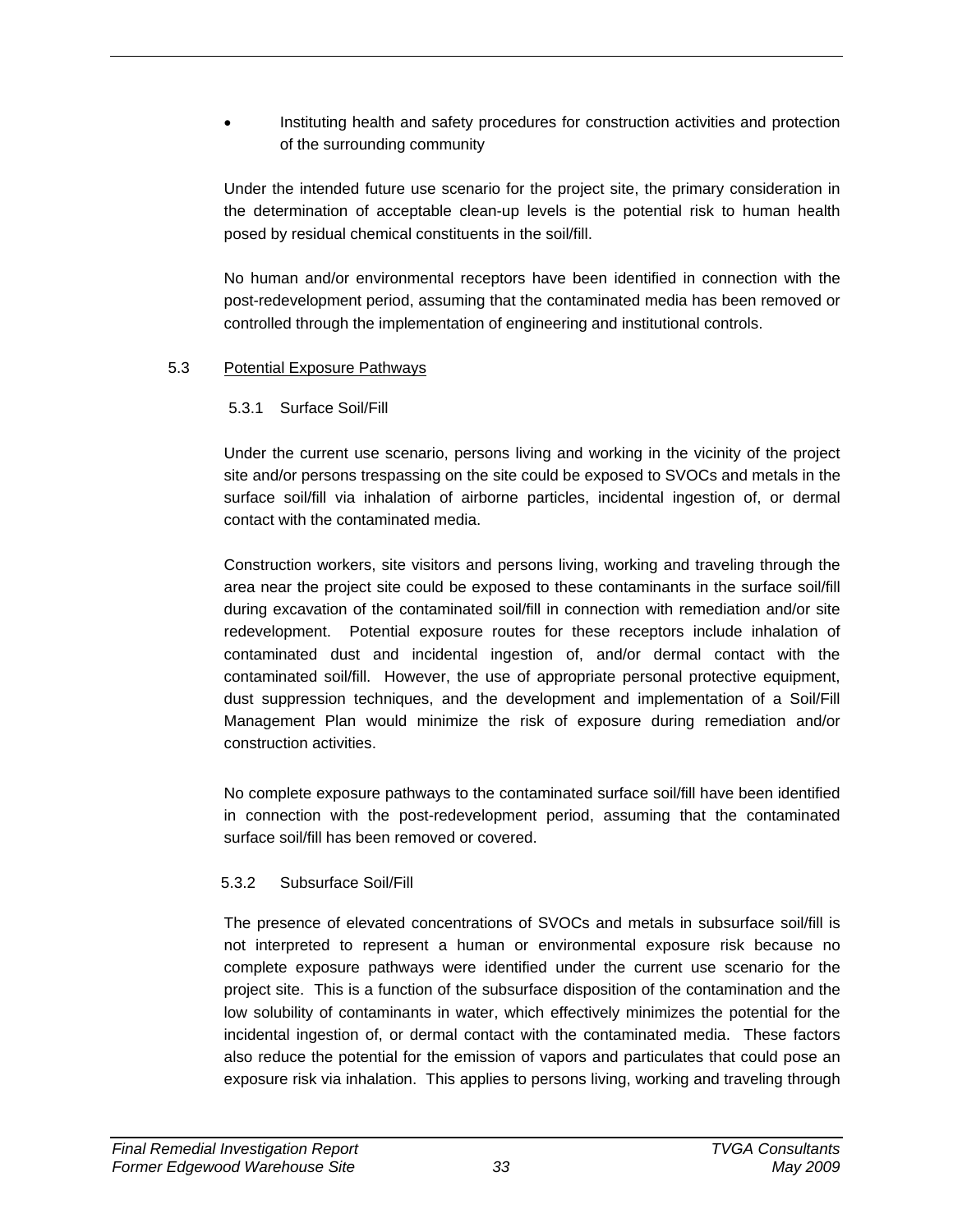- Instituting health and safety procedures for construction activities and protection of the surrounding community

Under the intended future use scenario for the project site, the primary consideration in the determination of acceptable clean-up levels is the potential risk to human health posed by residual chemical constituents in the soil/fill.

No human and/or environmental receptors have been identified in connection with the post-redevelopment period, assuming that the contaminated media has been removed or controlled through the implementation of engineering and institutional controls.

## 5.3 Potential Exposure Pathways

### 5.3.1 Surface Soil/Fill

Under the current use scenario, persons living and working in the vicinity of the project site and/or persons trespassing on the site could be exposed to SVOCs and metals in the surface soil/fill via inhalation of airborne particles, incidental ingestion of, or dermal contact with the contaminated media.

Construction workers, site visitors and persons living, working and traveling through the area near the project site could be exposed to these contaminants in the surface soil/fill during excavation of the contaminated soil/fill in connection with remediation and/or site redevelopment. Potential exposure routes for these receptors include inhalation of contaminated dust and incidental ingestion of, and/or dermal contact with the contaminated soil/fill. However, the use of appropriate personal protective equipment, dust suppression techniques, and the development and implementation of a Soil/Fill Management Plan would minimize the risk of exposure during remediation and/or construction activities.

No complete exposure pathways to the contaminated surface soil/fill have been identified in connection with the post-redevelopment period, assuming that the contaminated surface soil/fill has been removed or covered.

### 5.3.2 Subsurface Soil/Fill

The presence of elevated concentrations of SVOCs and metals in subsurface soil/fill is not interpreted to represent a human or environmental exposure risk because no complete exposure pathways were identified under the current use scenario for the project site. This is a function of the subsurface disposition of the contamination and the low solubility of contaminants in water, which effectively minimizes the potential for the incidental ingestion of, or dermal contact with the contaminated media. These factors also reduce the potential for the emission of vapors and particulates that could pose an exposure risk via inhalation. This applies to persons living, working and traveling through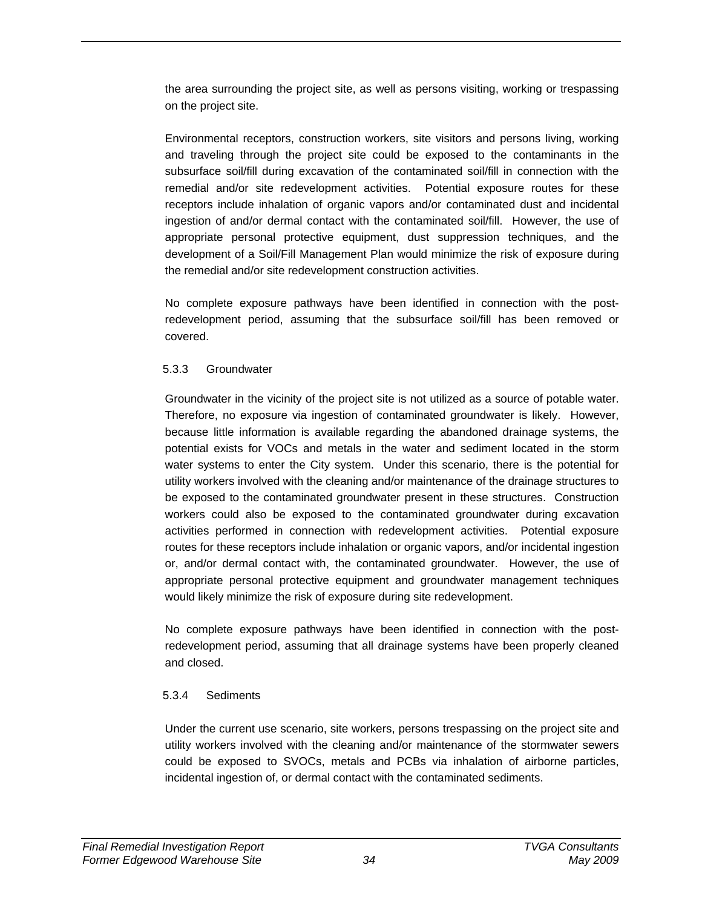the area surrounding the project site, as well as persons visiting, working or trespassing on the project site.

Environmental receptors, construction workers, site visitors and persons living, working and traveling through the project site could be exposed to the contaminants in the subsurface soil/fill during excavation of the contaminated soil/fill in connection with the remedial and/or site redevelopment activities. Potential exposure routes for these receptors include inhalation of organic vapors and/or contaminated dust and incidental ingestion of and/or dermal contact with the contaminated soil/fill. However, the use of appropriate personal protective equipment, dust suppression techniques, and the development of a Soil/Fill Management Plan would minimize the risk of exposure during the remedial and/or site redevelopment construction activities.

No complete exposure pathways have been identified in connection with the post-redevelopment period, assuming that the subsurface soil/fill has been removed or covered.

#### 5.3.3 Groundwater

Groundwater in the vicinity of the project site is not utilized as a source of potable water. Therefore, no exposure via ingestion of contaminated groundwater is likely. However, because little information is available regarding the abandoned drainage systems, the potential exists for VOCs and metals in the water and sediment located in the storm water systems to enter the City system. Under this scenario, there is the potential for utility workers involved with the cleaning and/or maintenance of the drainage structures to be exposed to the contaminated groundwater present in these structures. Construction workers could also be exposed to the contaminated groundwater during excavation activities performed in connection with redevelopment activities. Potential exposure routes for these receptors include inhalation or organic vapors, and/or incidental ingestion or, and/or dermal contact with, the contaminated groundwater. However, the use of appropriate personal protective equipment and groundwater management techniques would likely minimize the risk of exposure during site redevelopment.

No complete exposure pathways have been identified in connection with the post-redevelopment period, assuming that all drainage systems have been properly cleaned and closed.

#### 5.3.4 Sediments

Under the current use scenario, site workers, persons trespassing on the project site and utility workers involved with the cleaning and/or maintenance of the stormwater sewers could be exposed to SVOCs, metals and PCBs via inhalation of airborne particles, incidental ingestion of, or dermal contact with the contaminated sediments.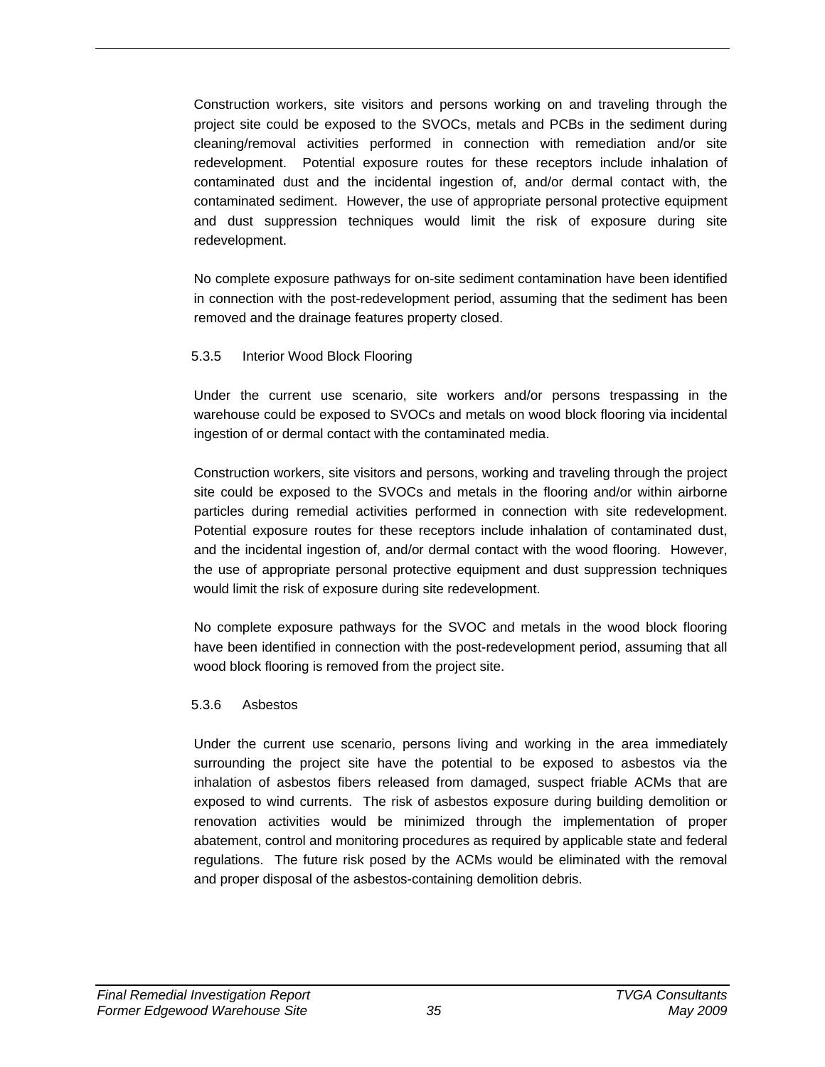Construction workers, site visitors and persons working on and traveling through the project site could be exposed to the SVOCs, metals and PCBs in the sediment during cleaning/removal activities performed in connection with remediation and/or site redevelopment. Potential exposure routes for these receptors include inhalation of contaminated dust and the incidental ingestion of, and/or dermal contact with, the contaminated sediment. However, the use of appropriate personal protective equipment and dust suppression techniques would limit the risk of exposure during site redevelopment.

No complete exposure pathways for on-site sediment contamination have been identified in connection with the post-redevelopment period, assuming that the sediment has been removed and the drainage features property closed.

### 5.3.5 Interior Wood Block Flooring

Under the current use scenario, site workers and/or persons trespassing in the warehouse could be exposed to SVOCs and metals on wood block flooring via incidental ingestion of or dermal contact with the contaminated media.

Construction workers, site visitors and persons, working and traveling through the project site could be exposed to the SVOCs and metals in the flooring and/or within airborne particles during remedial activities performed in connection with site redevelopment. Potential exposure routes for these receptors include inhalation of contaminated dust, and the incidental ingestion of, and/or dermal contact with the wood flooring. However, the use of appropriate personal protective equipment and dust suppression techniques would limit the risk of exposure during site redevelopment.

No complete exposure pathways for the SVOC and metals in the wood block flooring have been identified in connection with the post-redevelopment period, assuming that all wood block flooring is removed from the project site.

### 5.3.6 Asbestos

Under the current use scenario, persons living and working in the area immediately surrounding the project site have the potential to be exposed to asbestos via the inhalation of asbestos fibers released from damaged, suspect friable ACMs that are exposed to wind currents. The risk of asbestos exposure during building demolition or renovation activities would be minimized through the implementation of proper abatement, control and monitoring procedures as required by applicable state and federal regulations. The future risk posed by the ACMs would be eliminated with the removal and proper disposal of the asbestos-containing demolition debris.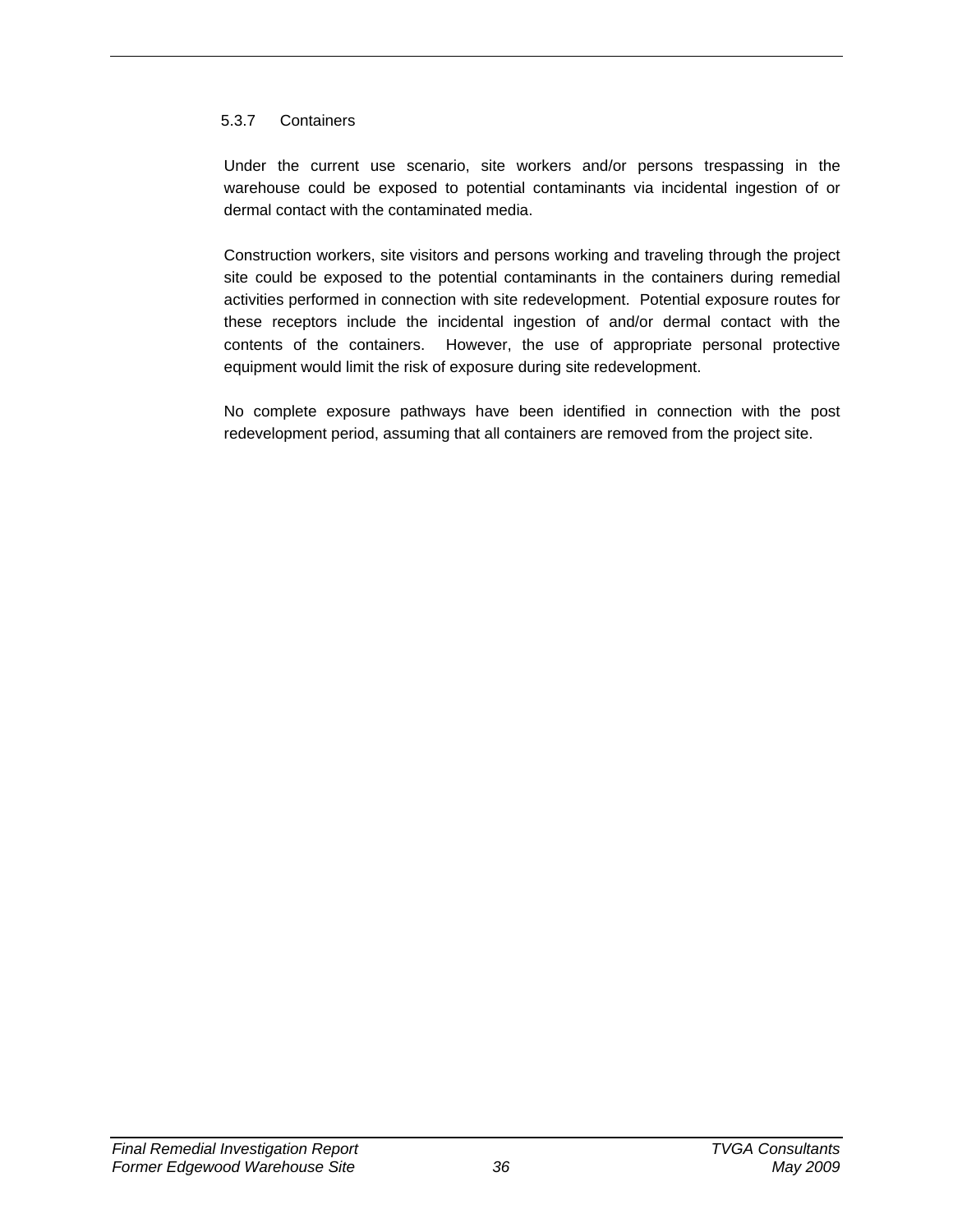#### 5.3.7 Containers

Under the current use scenario, site workers and/or persons trespassing in the warehouse could be exposed to potential contaminants via incidental ingestion of or dermal contact with the contaminated media.

Construction workers, site visitors and persons working and traveling through the project site could be exposed to the potential contaminants in the containers during remedial activities performed in connection with site redevelopment. Potential exposure routes for these receptors include the incidental ingestion of and/or dermal contact with the contents of the containers. However, the use of appropriate personal protective equipment would limit the risk of exposure during site redevelopment.

No complete exposure pathways have been identified in connection with the post redevelopment period, assuming that all containers are removed from the project site.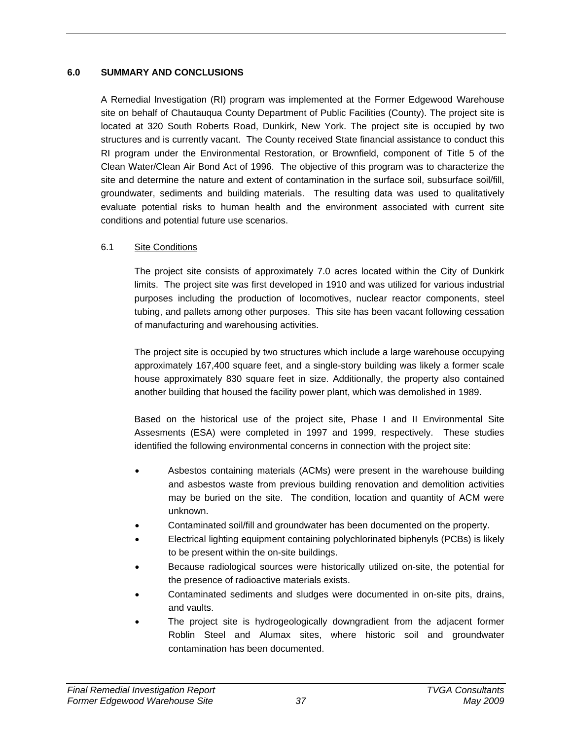## 6.0 SUMMARY AND CONCLUSIONS

A Remedial Investigation (RI) program was implemented at the Former Edgewood Warehouse site on behalf of Chautauqua County Department of Public Facilities (County). The project site is located at 320 South Roberts Road, Dunkirk, New York. The project site is occupied by two structures and is currently vacant. The County received State financial assistance to conduct this RI program under the Environmental Restoration, or Brownfield, component of Title 5 of the Clean Water/Clean Air Bond Act of 1996. The objective of this program was to characterize the site and determine the nature and extent of contamination in the surface soil, subsurface soil/fill, groundwater, sediments and building materials. The resulting data was used to qualitatively evaluate potential risks to human health and the environment associated with current site conditions and potential future use scenarios.

### 6.1 Site Conditions

The project site consists of approximately 7.0 acres located within the City of Dunkirk limits. The project site was first developed in 1910 and was utilized for various industrial purposes including the production of locomotives, nuclear reactor components, steel tubing, and pallets among other purposes. This site has been vacant following cessation of manufacturing and warehousing activities.

The project site is occupied by two structures which include a large warehouse occupying approximately 167,400 square feet, and a single-story building was likely a former scale house approximately 830 square feet in size. Additionally, the property also contained another building that housed the facility power plant, which was demolished in 1989.

Based on the historical use of the project site, Phase I and II Environmental Site Assesments (ESA) were completed in 1997 and 1999, respectively. These studies identified the following environmental concerns in connection with the project site:

- Asbestos containing materials (ACMs) were present in the warehouse building and asbestos waste from previous building renovation and demolition activities may be buried on the site. The condition, location and quantity of ACM were unknown.
- Contaminated soil/fill and groundwater has been documented on the property.
- Electrical lighting equipment containing polychlorinated biphenyls (PCBs) is likely to be present within the on-site buildings.
- Because radiological sources were historically utilized on-site, the potential for the presence of radioactive materials exists.
- Contaminated sediments and sludges were documented in on-site pits, drains, and vaults.
- The project site is hydrogeologically downgradient from the adjacent former Roblin Steel and Alumax sites, where historic soil and groundwater contamination has been documented.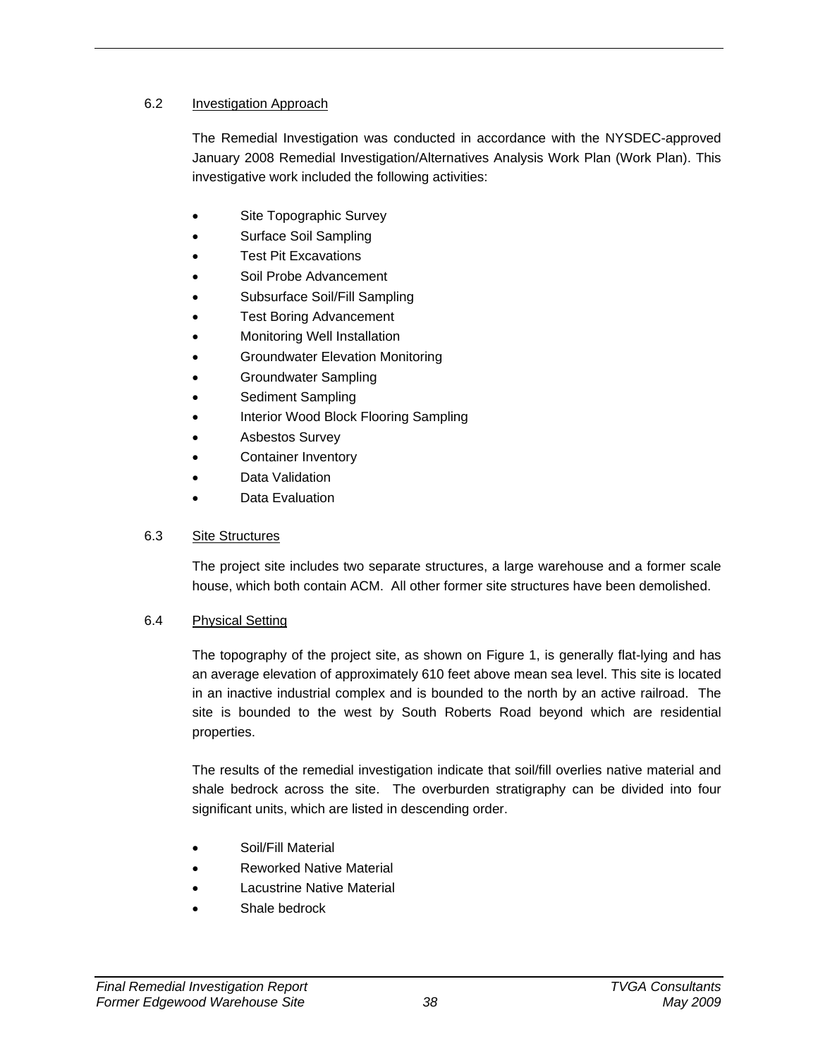### 6.2 Investigation Approach

The Remedial Investigation was conducted in accordance with the NYSDEC-approved January 2008 Remedial Investigation/Alternatives Analysis Work Plan (Work Plan). This investigative work included the following activities:

- Site Topographic Survey
- Surface Soil Sampling
- Test Pit Excavations
- Soil Probe Advancement
- Subsurface Soil/Fill Sampling
- Test Boring Advancement
- Monitoring Well Installation
- Groundwater Elevation Monitoring
- Groundwater Sampling
- Sediment Sampling
- Interior Wood Block Flooring Sampling
- Asbestos Survey
- Container Inventory
- Data Validation
- Data Evaluation

### 6.3 Site Structures

The project site includes two separate structures, a large warehouse and a former scale house, which both contain ACM. All other former site structures have been demolished.

### 6.4 Physical Setting

The topography of the project site, as shown on Figure 1, is generally flat-lying and has an average elevation of approximately 610 feet above mean sea level. This site is located in an inactive industrial complex and is bounded to the north by an active railroad. The site is bounded to the west by South Roberts Road beyond which are residential properties.

The results of the remedial investigation indicate that soil/fill overlies native material and shale bedrock across the site. The overburden stratigraphy can be divided into four significant units, which are listed in descending order.

- Soil/Fill Material
- Reworked Native Material
- Lacustrine Native Material
- Shale bedrock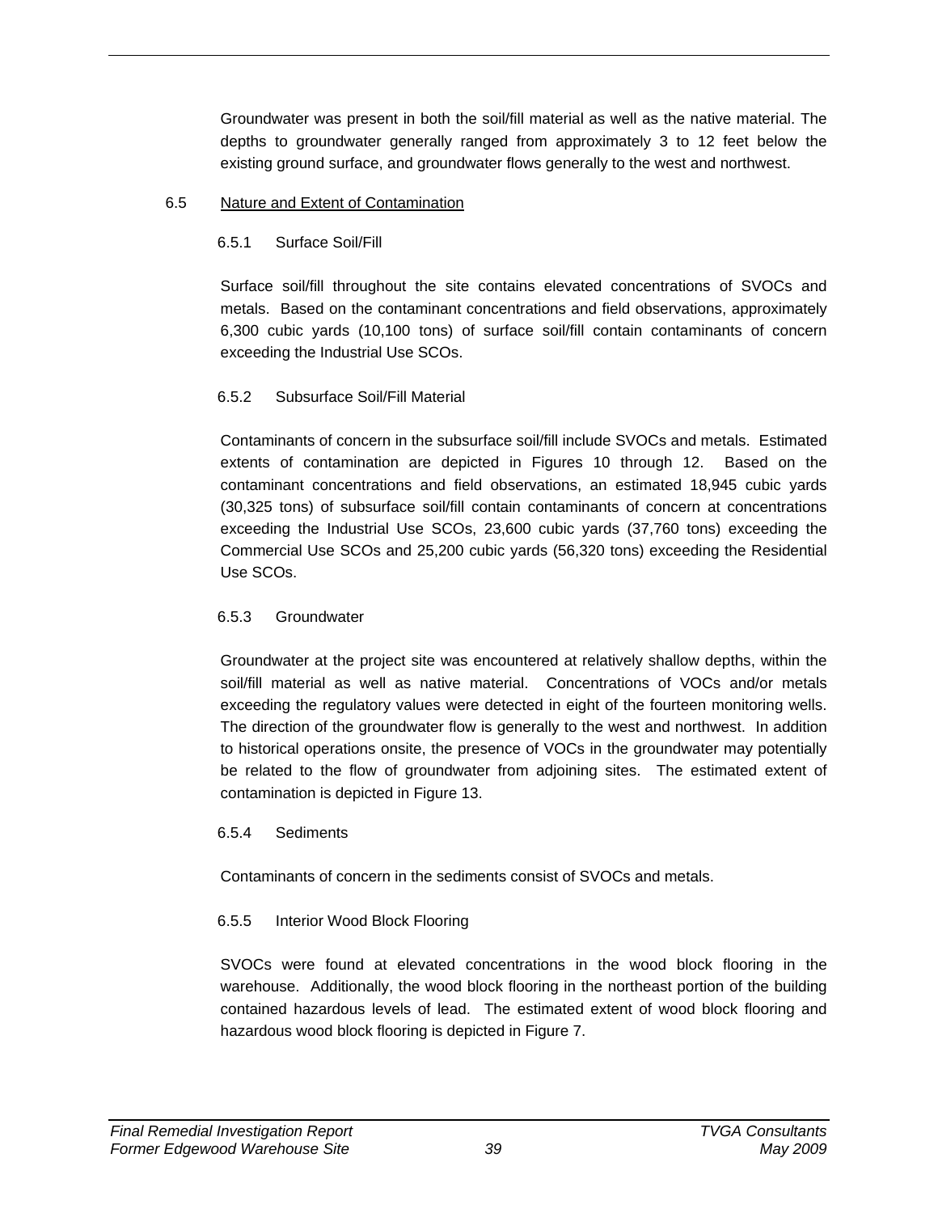Groundwater was present in both the soil/fill material as well as the native material. The depths to groundwater generally ranged from approximately 3 to 12 feet below the existing ground surface, and groundwater flows generally to the west and northwest.

## 6.5 Nature and Extent of Contamination

### 6.5.1 Surface Soil/Fill

Surface soil/fill throughout the site contains elevated concentrations of SVOCs and metals. Based on the contaminant concentrations and field observations, approximately 6,300 cubic yards (10,100 tons) of surface soil/fill contain contaminants of concern exceeding the Industrial Use SCOs.

### 6.5.2 Subsurface Soil/Fill Material

Contaminants of concern in the subsurface soil/fill include SVOCs and metals. Estimated extents of contamination are depicted in Figures 10 through 12. Based on the contaminant concentrations and field observations, an estimated 18,945 cubic yards (30,325 tons) of subsurface soil/fill contain contaminants of concern at concentrations exceeding the Industrial Use SCOs, 23,600 cubic yards (37,760 tons) exceeding the Commercial Use SCOs and 25,200 cubic yards (56,320 tons) exceeding the Residential Use SCOs.

### 6.5.3 Groundwater

Groundwater at the project site was encountered at relatively shallow depths, within the soil/fill material as well as native material. Concentrations of VOCs and/or metals exceeding the regulatory values were detected in eight of the fourteen monitoring wells. The direction of the groundwater flow is generally to the west and northwest. In addition to historical operations onsite, the presence of VOCs in the groundwater may potentially be related to the flow of groundwater from adjoining sites. The estimated extent of contamination is depicted in Figure 13.

### 6.5.4 Sediments

Contaminants of concern in the sediments consist of SVOCs and metals.

### 6.5.5 Interior Wood Block Flooring

SVOCs were found at elevated concentrations in the wood block flooring in the warehouse. Additionally, the wood block flooring in the northeast portion of the building contained hazardous levels of lead. The estimated extent of wood block flooring and hazardous wood block flooring is depicted in Figure 7.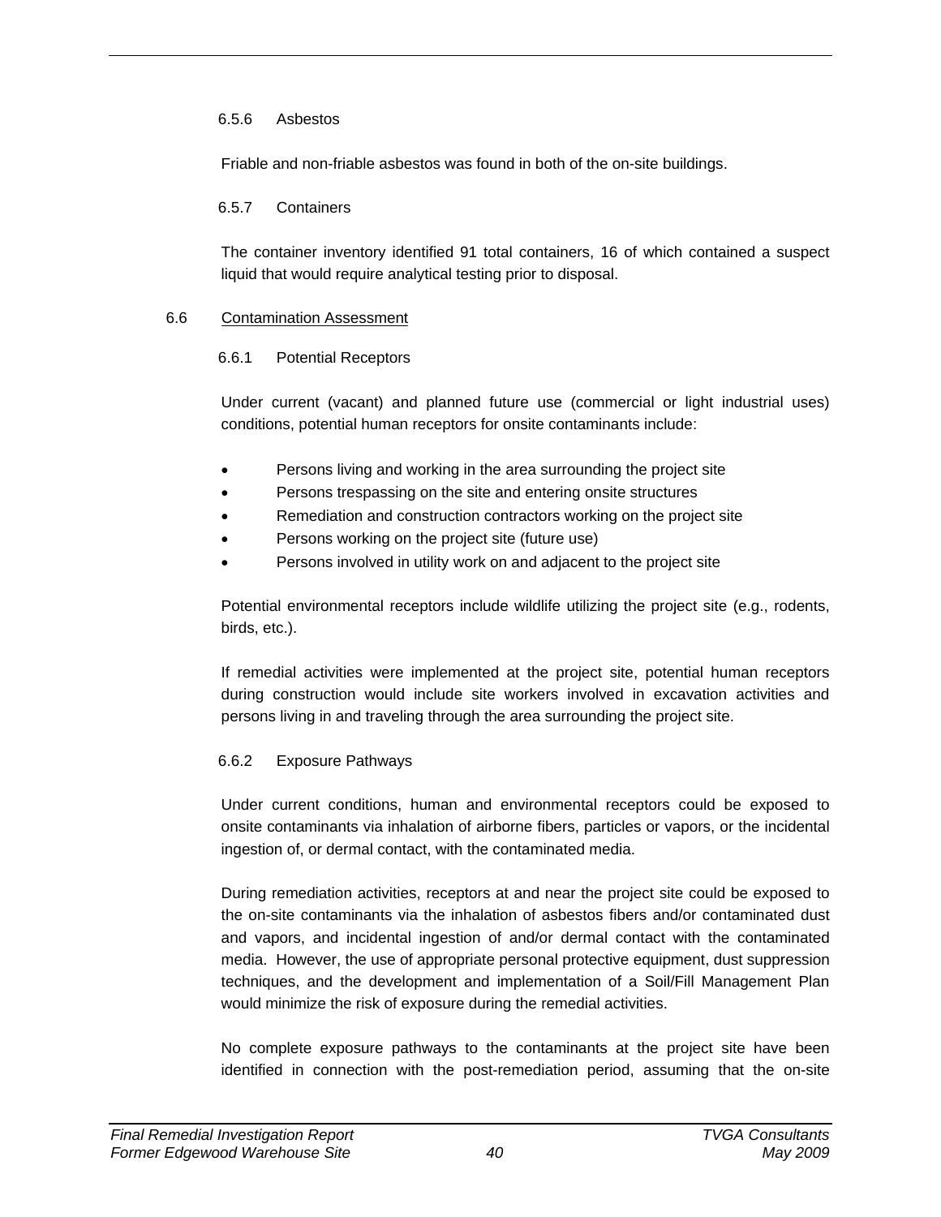#### 6.5.6 Asbestos

Friable and non-friable asbestos was found in both of the on-site buildings.

#### 6.5.7 Containers

The container inventory identified 91 total containers, 16 of which contained a suspect liquid that would require analytical testing prior to disposal.

### 6.6 Contamination Assessment

#### 6.6.1 Potential Receptors

Under current (vacant) and planned future use (commercial or light industrial uses) conditions, potential human receptors for onsite contaminants include:

- Persons living and working in the area surrounding the project site
- Persons trespassing on the site and entering onsite structures
- Remediation and construction contractors working on the project site
- Persons working on the project site (future use)
- Persons involved in utility work on and adjacent to the project site

Potential environmental receptors include wildlife utilizing the project site (e.g., rodents, birds, etc.).

If remedial activities were implemented at the project site, potential human receptors during construction would include site workers involved in excavation activities and persons living in and traveling through the area surrounding the project site.

#### 6.6.2 Exposure Pathways

Under current conditions, human and environmental receptors could be exposed to onsite contaminants via inhalation of airborne fibers, particles or vapors, or the incidental ingestion of, or dermal contact, with the contaminated media.

During remediation activities, receptors at and near the project site could be exposed to the on-site contaminants via the inhalation of asbestos fibers and/or contaminated dust and vapors, and incidental ingestion of and/or dermal contact with the contaminated media. However, the use of appropriate personal protective equipment, dust suppression techniques, and the development and implementation of a Soil/Fill Management Plan would minimize the risk of exposure during the remedial activities.

No complete exposure pathways to the contaminants at the project site have been identified in connection with the post-remediation period, assuming that the on-site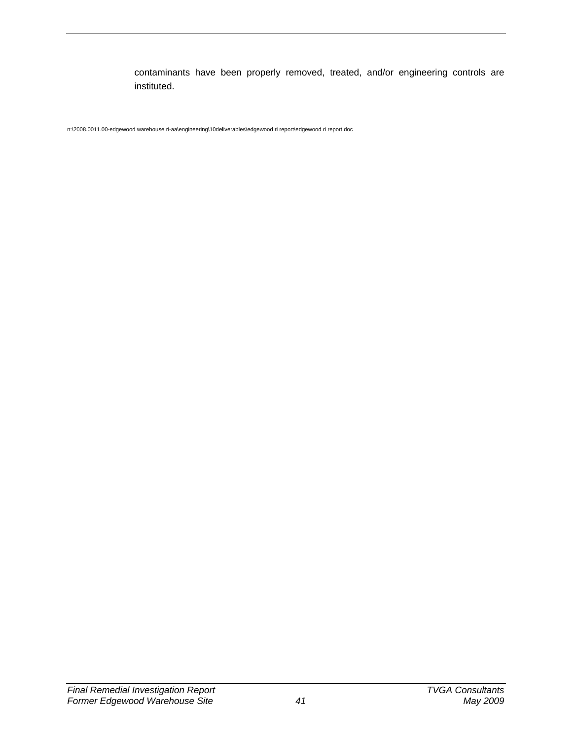contaminants have been properly removed, treated, and/or engineering controls are instituted.

n:\2008.0011.00-edgewood warehouse ri-aa\engineering\10deliverables\edgewood ri report\edgewood ri report.doc